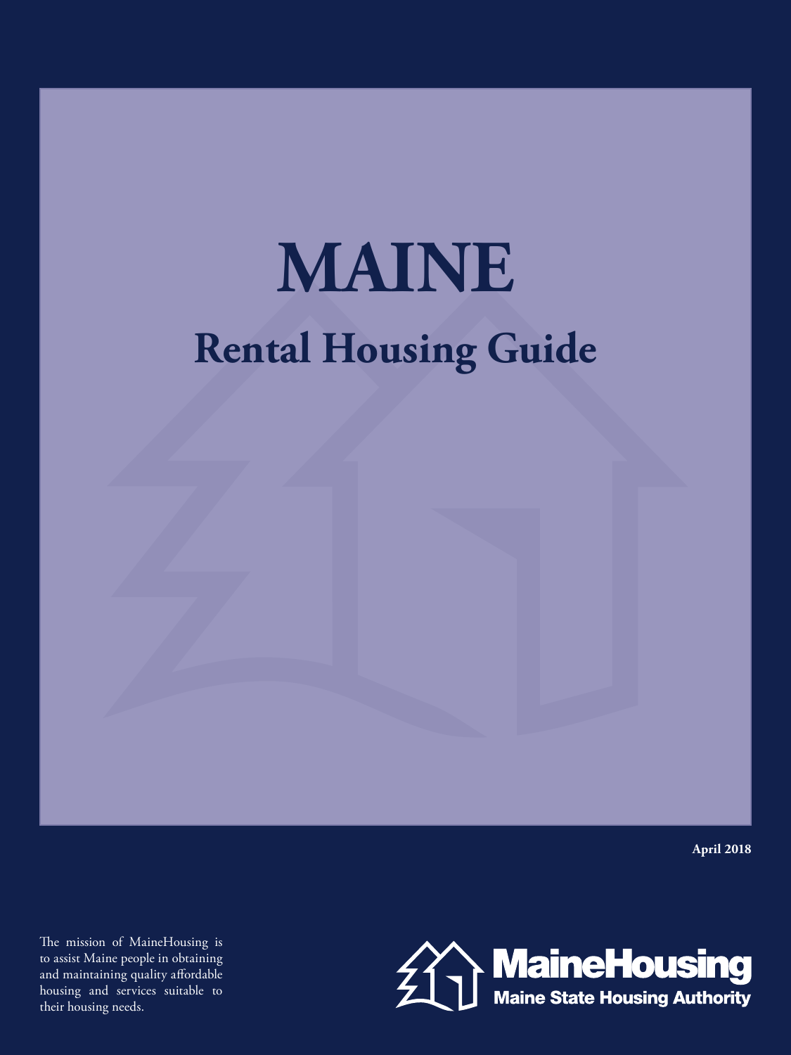# MAINE

## Rental Housing Guide

**April 2018**

The mission of MaineHousing is to assist Maine people in obtaining and maintaining quality affordable housing and services suitable to their housing needs.

**MaineHousing**
**Maine State Housing Authority**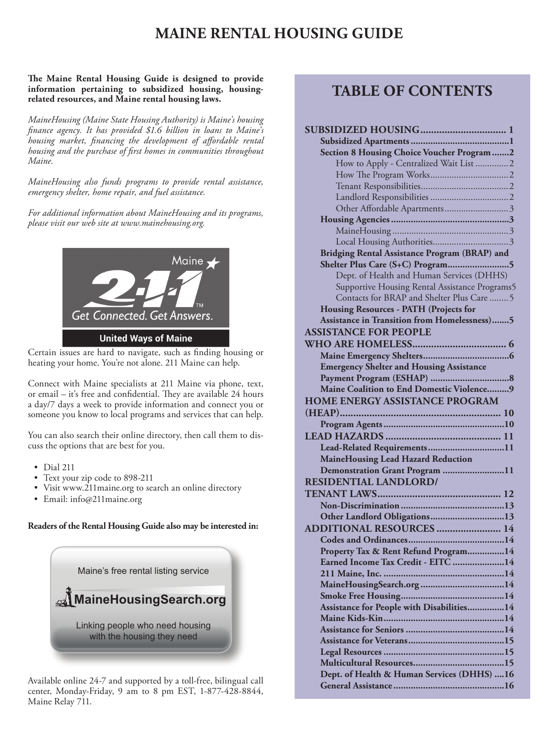# MAINE RENTAL HOUSING GUIDE

**The Maine Rental Housing Guide is designed to provide information pertaining to subsidized housing, housing-related resources, and Maine rental housing laws.**

*MaineHousing (Maine State Housing Authority) is Maine's housing finance agency. It has provided $1.6 billion in loans to Maine's housing market, financing the development of affordable rental housing and the purchase of first homes in communities throughout Maine.*

*MaineHousing also funds programs to provide rental assistance, emergency shelter, home repair, and fuel assistance.*

*For additional information about MaineHousing and its programs, please visit our web site at www.mainehousing.org.*

Maine 2-1-1™ Get Connected. Get Answers.
United Ways of Maine

Certain issues are hard to navigate, such as finding housing or heating your home. You're not alone. 211 Maine can help.

Connect with Maine specialists at 211 Maine via phone, text, or email – it's free and confidential. They are available 24 hours a day/7 days a week to provide information and connect you or someone you know to local programs and services that can help.

You can also search their online directory, then call them to discuss the options that are best for you.

- Dial 211
- Text your zip code to 898-211
- Visit www.211maine.org to search an online directory
- Email: info@211maine.org

**Readers of the Rental Housing Guide also may be interested in:**

Maine's free rental listing service
**MaineHousingSearch.org**
Linking people who need housing with the housing they need

Available online 24-7 and supported by a toll-free, bilingual call center, Monday-Friday, 9 am to 8 pm EST, 1-877-428-8844, Maine Relay 711.

## TABLE OF CONTENTS

- **SUBSIDIZED HOUSING** ........ 1
  - **Subsidized Apartments** ........ 1
  - **Section 8 Housing Choice Voucher Program** ........ 2
    - How to Apply - Centralized Wait List ........ 2
    - How The Program Works ........ 2
    - Tenant Responsibilities ........ 2
    - Landlord Responsibilities ........ 2
    - Other Affordable Apartments ........ 3
  - **Housing Agencies** ........ 3
    - MaineHousing ........ 3
    - Local Housing Authorities ........ 3
  - **Bridging Rental Assistance Program (BRAP) and Shelter Plus Care (S+C) Program** ........ 5
    - Dept. of Health and Human Services (DHHS) Supportive Housing Rental Assistance Programs ........ 5
    - Contacts for BRAP and Shelter Plus Care ........ 5
  - **Housing Resources - PATH (Projects for Assistance in Transition from Homelessness)** ........ 5
- **ASSISTANCE FOR PEOPLE WHO ARE HOMELESS** ........ 6
  - **Maine Emergency Shelters** ........ 6
  - **Emergency Shelter and Housing Assistance Payment Program (ESHAP)** ........ 8
  - **Maine Coalition to End Domestic Violence** ........ 9
- **HOME ENERGY ASSISTANCE PROGRAM (HEAP)** ........ 10
  - **Program Agents** ........ 10
- **LEAD HAZARDS** ........ 11
  - **Lead-Related Requirements** ........ 11
  - **MaineHousing Lead Hazard Reduction Demonstration Grant Program** ........ 11
- **RESIDENTIAL LANDLORD/ TENANT LAWS** ........ 12
  - **Non-Discrimination** ........ 13
  - **Other Landlord Obligations** ........ 13
- **ADDITIONAL RESOURCES** ........ 14
  - **Codes and Ordinances** ........ 14
  - **Property Tax & Rent Refund Program** ........ 14
  - **Earned Income Tax Credit - EITC** ........ 14
  - **211 Maine, Inc.** ........ 14
  - **MaineHousingSearch.org** ........ 14
  - **Smoke Free Housing** ........ 14
  - **Assistance for People with Disabilities** ........ 14
  - **Maine Kids-Kin** ........ 14
  - **Assistance for Seniors** ........ 14
  - **Assistance for Veterans** ........ 15
  - **Legal Resources** ........ 15
  - **Multicultural Resources** ........ 15
  - **Dept. of Health & Human Services (DHHS)** ........ 16
  - **General Assistance** ........ 16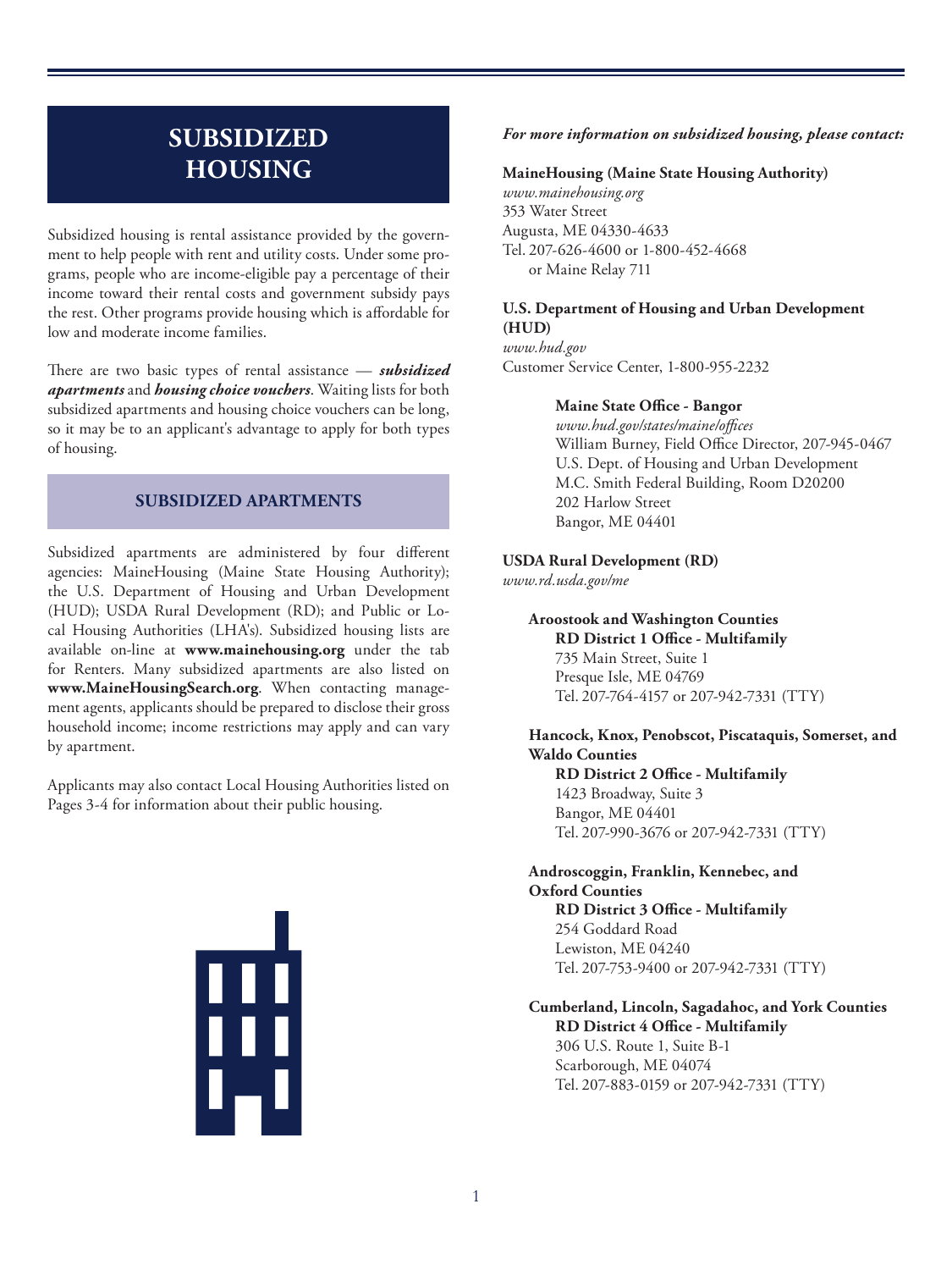# SUBSIDIZED HOUSING

Subsidized housing is rental assistance provided by the government to help people with rent and utility costs. Under some programs, people who are income-eligible pay a percentage of their income toward their rental costs and government subsidy pays the rest. Other programs provide housing which is affordable for low and moderate income families.

There are two basic types of rental assistance — ***subsidized apartments*** and ***housing choice vouchers***. Waiting lists for both subsidized apartments and housing choice vouchers can be long, so it may be to an applicant's advantage to apply for both types of housing.

## SUBSIDIZED APARTMENTS

Subsidized apartments are administered by four different agencies: MaineHousing (Maine State Housing Authority); the U.S. Department of Housing and Urban Development (HUD); USDA Rural Development (RD); and Public or Local Housing Authorities (LHA's). Subsidized housing lists are available on-line at **www.mainehousing.org** under the tab for Renters. Many subsidized apartments are also listed on **www.MaineHousingSearch.org**. When contacting management agents, applicants should be prepared to disclose their gross household income; income restrictions may apply and can vary by apartment.

Applicants may also contact Local Housing Authorities listed on Pages 3-4 for information about their public housing.

***For more information on subsidized housing, please contact:***

**MaineHousing (Maine State Housing Authority)**
*www.mainehousing.org*
353 Water Street
Augusta, ME 04330-4633
Tel. 207-626-4600 or 1-800-452-4668
or Maine Relay 711

**U.S. Department of Housing and Urban Development (HUD)**
*www.hud.gov*
Customer Service Center, 1-800-955-2232

**Maine State Office - Bangor**
*www.hud.gov/states/maine/offices*
William Burney, Field Office Director, 207-945-0467
U.S. Dept. of Housing and Urban Development
M.C. Smith Federal Building, Room D20200
202 Harlow Street
Bangor, ME 04401

**USDA Rural Development (RD)**
*www.rd.usda.gov/me*

**Aroostook and Washington Counties**
**RD District 1 Office - Multifamily**
735 Main Street, Suite 1
Presque Isle, ME 04769
Tel. 207-764-4157 or 207-942-7331 (TTY)

**Hancock, Knox, Penobscot, Piscataquis, Somerset, and Waldo Counties**
**RD District 2 Office - Multifamily**
1423 Broadway, Suite 3
Bangor, ME 04401
Tel. 207-990-3676 or 207-942-7331 (TTY)

**Androscoggin, Franklin, Kennebec, and Oxford Counties**
**RD District 3 Office - Multifamily**
254 Goddard Road
Lewiston, ME 04240
Tel. 207-753-9400 or 207-942-7331 (TTY)

**Cumberland, Lincoln, Sagadahoc, and York Counties**
**RD District 4 Office - Multifamily**
306 U.S. Route 1, Suite B-1
Scarborough, ME 04074
Tel. 207-883-0159 or 207-942-7331 (TTY)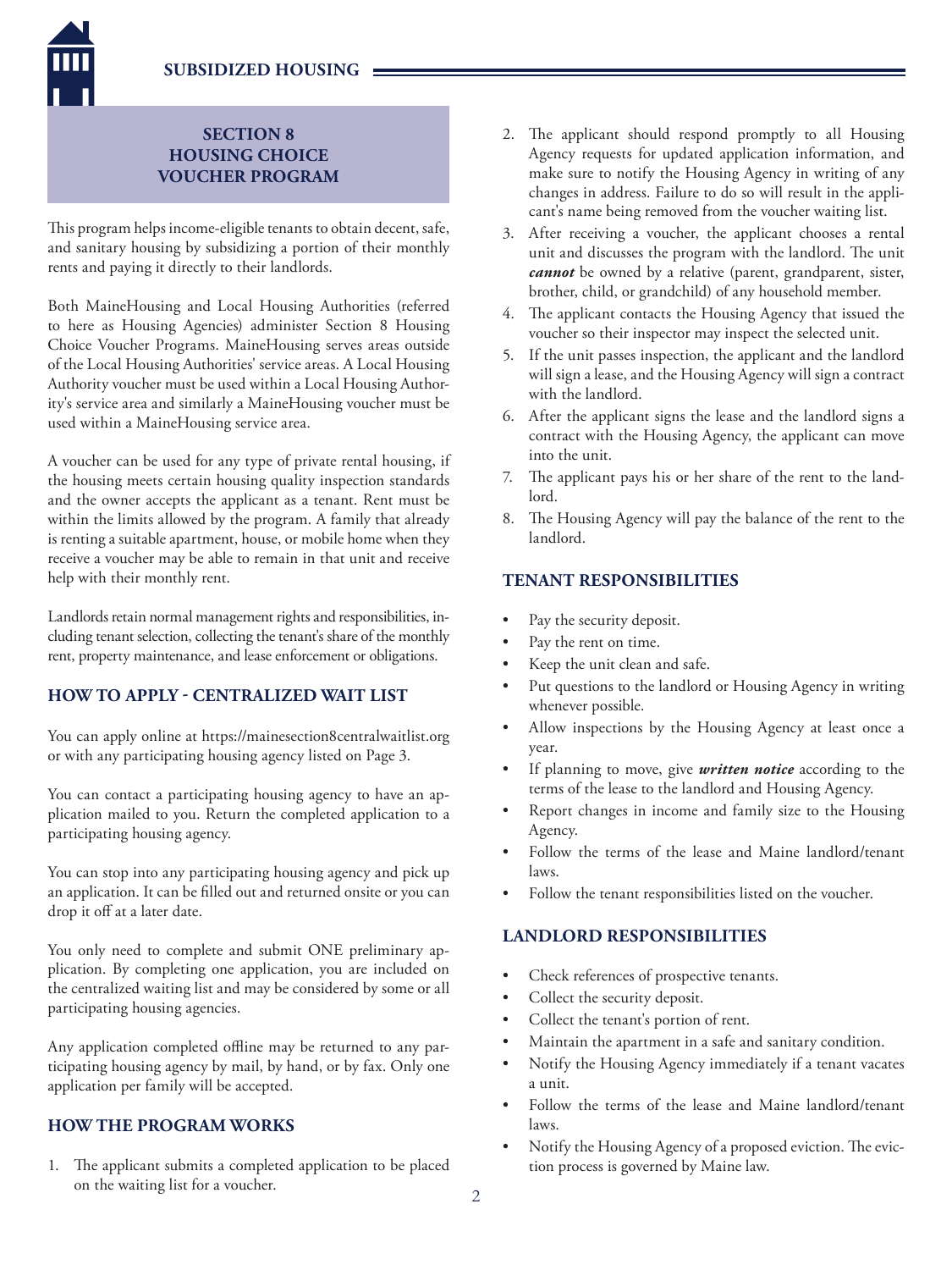# SUBSIDIZED HOUSING

## SECTION 8 HOUSING CHOICE VOUCHER PROGRAM

This program helps income-eligible tenants to obtain decent, safe, and sanitary housing by subsidizing a portion of their monthly rents and paying it directly to their landlords.

Both MaineHousing and Local Housing Authorities (referred to here as Housing Agencies) administer Section 8 Housing Choice Voucher Programs. MaineHousing serves areas outside of the Local Housing Authorities' service areas. A Local Housing Authority voucher must be used within a Local Housing Authority's service area and similarly a MaineHousing voucher must be used within a MaineHousing service area.

A voucher can be used for any type of private rental housing, if the housing meets certain housing quality inspection standards and the owner accepts the applicant as a tenant. Rent must be within the limits allowed by the program. A family that already is renting a suitable apartment, house, or mobile home when they receive a voucher may be able to remain in that unit and receive help with their monthly rent.

Landlords retain normal management rights and responsibilities, including tenant selection, collecting the tenant's share of the monthly rent, property maintenance, and lease enforcement or obligations.

### HOW TO APPLY - CENTRALIZED WAIT LIST

You can apply online at https://mainesection8centralwaitlist.org or with any participating housing agency listed on Page 3.

You can contact a participating housing agency to have an application mailed to you. Return the completed application to a participating housing agency.

You can stop into any participating housing agency and pick up an application. It can be filled out and returned onsite or you can drop it off at a later date.

You only need to complete and submit ONE preliminary application. By completing one application, you are included on the centralized waiting list and may be considered by some or all participating housing agencies.

Any application completed offline may be returned to any participating housing agency by mail, by hand, or by fax. Only one application per family will be accepted.

### HOW THE PROGRAM WORKS

1. The applicant submits a completed application to be placed on the waiting list for a voucher.
2. The applicant should respond promptly to all Housing Agency requests for updated application information, and make sure to notify the Housing Agency in writing of any changes in address. Failure to do so will result in the applicant's name being removed from the voucher waiting list.
3. After receiving a voucher, the applicant chooses a rental unit and discusses the program with the landlord. The unit ***cannot*** be owned by a relative (parent, grandparent, sister, brother, child, or grandchild) of any household member.
4. The applicant contacts the Housing Agency that issued the voucher so their inspector may inspect the selected unit.
5. If the unit passes inspection, the applicant and the landlord will sign a lease, and the Housing Agency will sign a contract with the landlord.
6. After the applicant signs the lease and the landlord signs a contract with the Housing Agency, the applicant can move into the unit.
7. The applicant pays his or her share of the rent to the landlord.
8. The Housing Agency will pay the balance of the rent to the landlord.

### TENANT RESPONSIBILITIES

- Pay the security deposit.
- Pay the rent on time.
- Keep the unit clean and safe.
- Put questions to the landlord or Housing Agency in writing whenever possible.
- Allow inspections by the Housing Agency at least once a year.
- If planning to move, give ***written notice*** according to the terms of the lease to the landlord and Housing Agency.
- Report changes in income and family size to the Housing Agency.
- Follow the terms of the lease and Maine landlord/tenant laws.
- Follow the tenant responsibilities listed on the voucher.

### LANDLORD RESPONSIBILITIES

- Check references of prospective tenants.
- Collect the security deposit.
- Collect the tenant's portion of rent.
- Maintain the apartment in a safe and sanitary condition.
- Notify the Housing Agency immediately if a tenant vacates a unit.
- Follow the terms of the lease and Maine landlord/tenant laws.
- Notify the Housing Agency of a proposed eviction. The eviction process is governed by Maine law.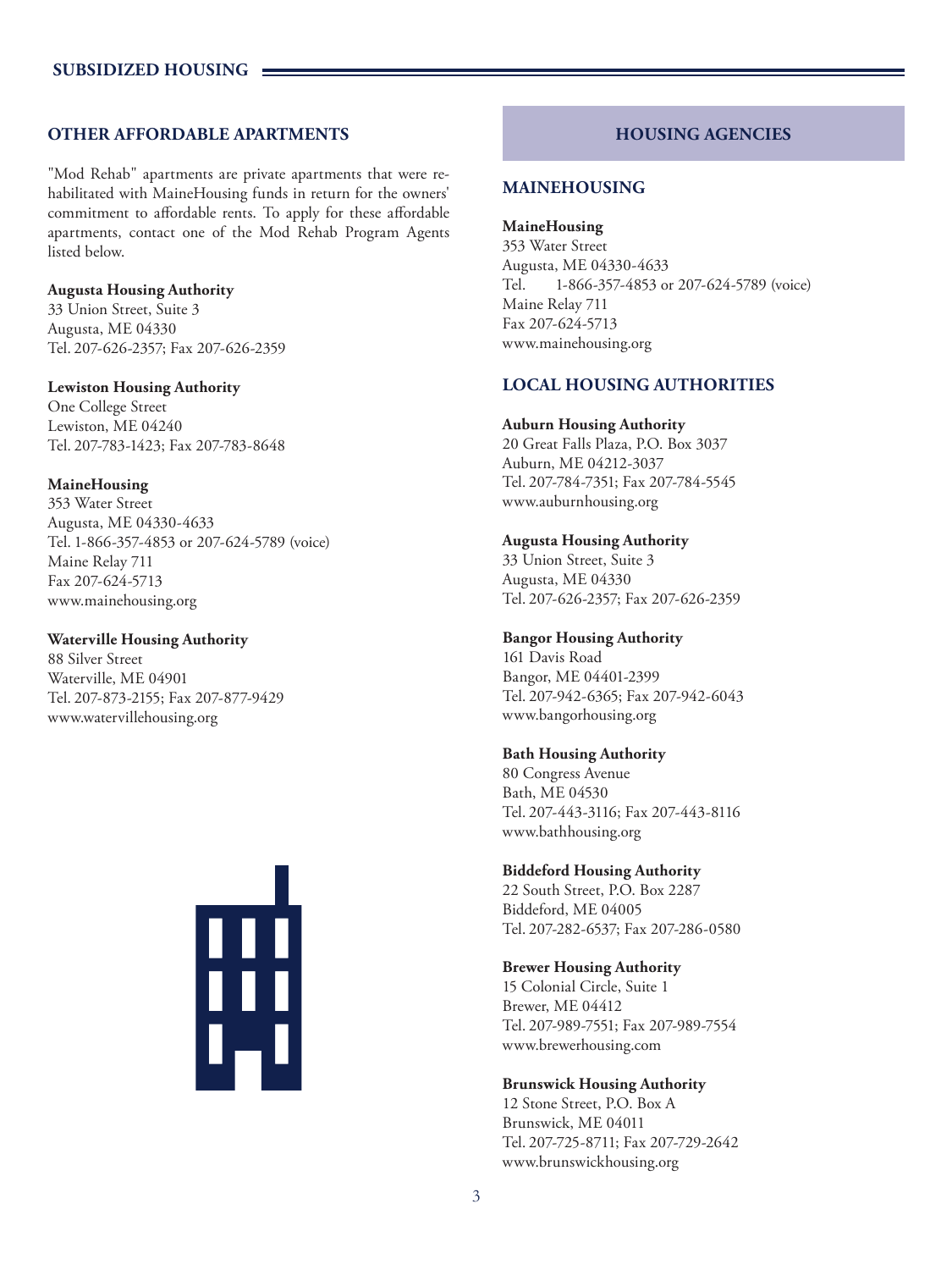## OTHER AFFORDABLE APARTMENTS

"Mod Rehab" apartments are private apartments that were rehabilitated with MaineHousing funds in return for the owners' commitment to affordable rents. To apply for these affordable apartments, contact one of the Mod Rehab Program Agents listed below.

**Augusta Housing Authority**
33 Union Street, Suite 3
Augusta, ME 04330
Tel. 207-626-2357; Fax 207-626-2359

**Lewiston Housing Authority**
One College Street
Lewiston, ME 04240
Tel. 207-783-1423; Fax 207-783-8648

**MaineHousing**
353 Water Street
Augusta, ME 04330-4633
Tel. 1-866-357-4853 or 207-624-5789 (voice)
Maine Relay 711
Fax 207-624-5713
www.mainehousing.org

**Waterville Housing Authority**
88 Silver Street
Waterville, ME 04901
Tel. 207-873-2155; Fax 207-877-9429
www.watervillehousing.org

## HOUSING AGENCIES

### MAINEHOUSING

**MaineHousing**
353 Water Street
Augusta, ME 04330-4633
Tel. 1-866-357-4853 or 207-624-5789 (voice)
Maine Relay 711
Fax 207-624-5713
www.mainehousing.org

### LOCAL HOUSING AUTHORITIES

**Auburn Housing Authority**
20 Great Falls Plaza, P.O. Box 3037
Auburn, ME 04212-3037
Tel. 207-784-7351; Fax 207-784-5545
www.auburnhousing.org

**Augusta Housing Authority**
33 Union Street, Suite 3
Augusta, ME 04330
Tel. 207-626-2357; Fax 207-626-2359

**Bangor Housing Authority**
161 Davis Road
Bangor, ME 04401-2399
Tel. 207-942-6365; Fax 207-942-6043
www.bangorhousing.org

**Bath Housing Authority**
80 Congress Avenue
Bath, ME 04530
Tel. 207-443-3116; Fax 207-443-8116
www.bathhousing.org

**Biddeford Housing Authority**
22 South Street, P.O. Box 2287
Biddeford, ME 04005
Tel. 207-282-6537; Fax 207-286-0580

**Brewer Housing Authority**
15 Colonial Circle, Suite 1
Brewer, ME 04412
Tel. 207-989-7551; Fax 207-989-7554
www.brewerhousing.com

**Brunswick Housing Authority**
12 Stone Street, P.O. Box A
Brunswick, ME 04011
Tel. 207-725-8711; Fax 207-729-2642
www.brunswickhousing.org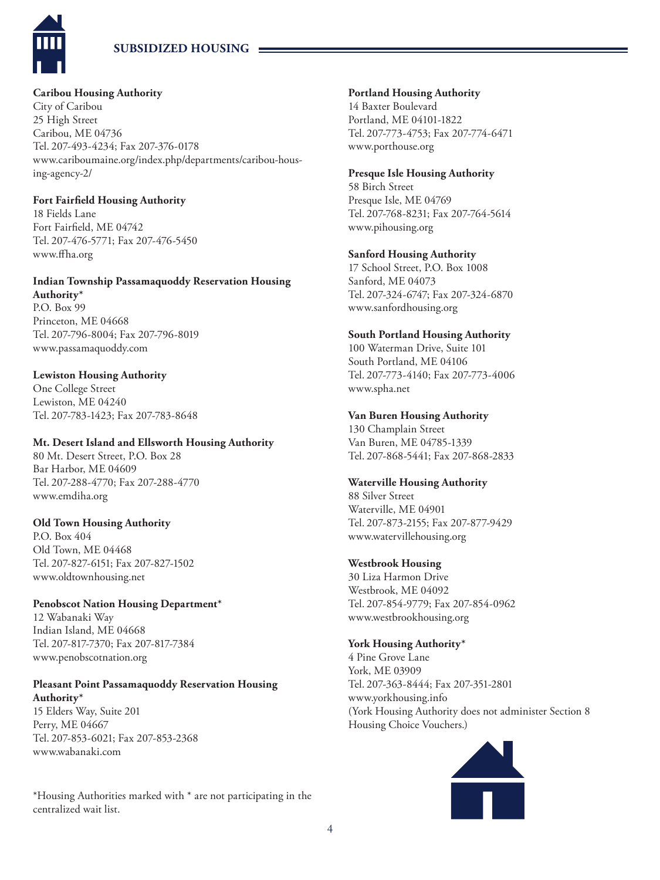## SUBSIDIZED HOUSING

**Caribou Housing Authority**
City of Caribou
25 High Street
Caribou, ME 04736
Tel. 207-493-4234; Fax 207-376-0178
www.cariboumaine.org/index.php/departments/caribou-housing-agency-2/

**Fort Fairfield Housing Authority**
18 Fields Lane
Fort Fairfield, ME 04742
Tel. 207-476-5771; Fax 207-476-5450
www.ffha.org

**Indian Township Passamaquoddy Reservation Housing Authority***
P.O. Box 99
Princeton, ME 04668
Tel. 207-796-8004; Fax 207-796-8019
www.passamaquoddy.com

**Lewiston Housing Authority**
One College Street
Lewiston, ME 04240
Tel. 207-783-1423; Fax 207-783-8648

**Mt. Desert Island and Ellsworth Housing Authority**
80 Mt. Desert Street, P.O. Box 28
Bar Harbor, ME 04609
Tel. 207-288-4770; Fax 207-288-4770
www.emdiha.org

**Old Town Housing Authority**
P.O. Box 404
Old Town, ME 04468
Tel. 207-827-6151; Fax 207-827-1502
www.oldtownhousing.net

**Penobscot Nation Housing Department***
12 Wabanaki Way
Indian Island, ME 04668
Tel. 207-817-7370; Fax 207-817-7384
www.penobscotnation.org

**Pleasant Point Passamaquoddy Reservation Housing Authority***
15 Elders Way, Suite 201
Perry, ME 04667
Tel. 207-853-6021; Fax 207-853-2368
www.wabanaki.com

*Housing Authorities marked with * are not participating in the centralized wait list.

**Portland Housing Authority**
14 Baxter Boulevard
Portland, ME 04101-1822
Tel. 207-773-4753; Fax 207-774-6471
www.porthouse.org

**Presque Isle Housing Authority**
58 Birch Street
Presque Isle, ME 04769
Tel. 207-768-8231; Fax 207-764-5614
www.pihousing.org

**Sanford Housing Authority**
17 School Street, P.O. Box 1008
Sanford, ME 04073
Tel. 207-324-6747; Fax 207-324-6870
www.sanfordhousing.org

**South Portland Housing Authority**
100 Waterman Drive, Suite 101
South Portland, ME 04106
Tel. 207-773-4140; Fax 207-773-4006
www.spha.net

**Van Buren Housing Authority**
130 Champlain Street
Van Buren, ME 04785-1339
Tel. 207-868-5441; Fax 207-868-2833

**Waterville Housing Authority**
88 Silver Street
Waterville, ME 04901
Tel. 207-873-2155; Fax 207-877-9429
www.watervillehousing.org

**Westbrook Housing**
30 Liza Harmon Drive
Westbrook, ME 04092
Tel. 207-854-9779; Fax 207-854-0962
www.westbrookhousing.org

**York Housing Authority***
4 Pine Grove Lane
York, ME 03909
Tel. 207-363-8444; Fax 207-351-2801
www.yorkhousing.info
(York Housing Authority does not administer Section 8 Housing Choice Vouchers.)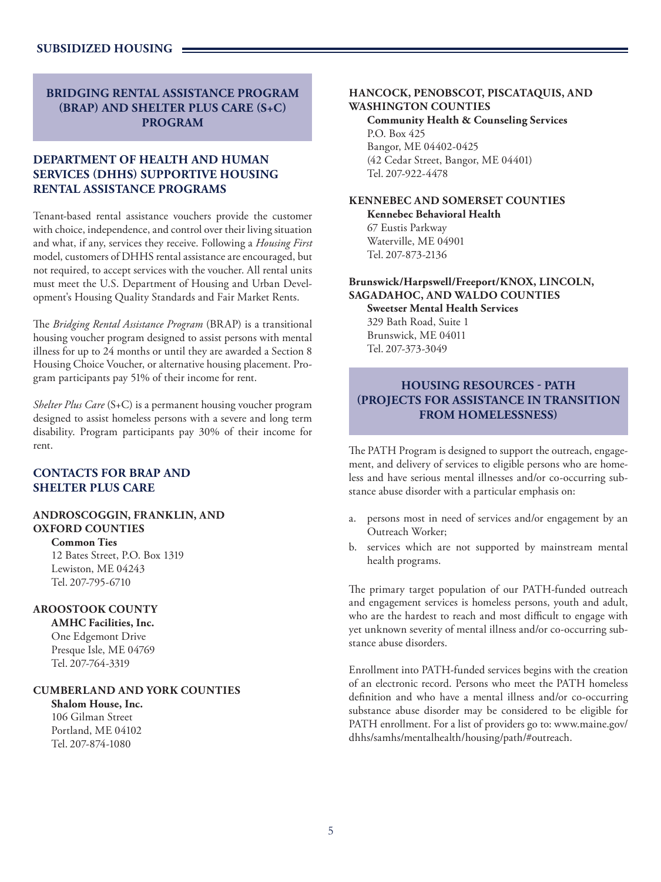## BRIDGING RENTAL ASSISTANCE PROGRAM (BRAP) AND SHELTER PLUS CARE (S+C) PROGRAM

### DEPARTMENT OF HEALTH AND HUMAN SERVICES (DHHS) SUPPORTIVE HOUSING RENTAL ASSISTANCE PROGRAMS

Tenant-based rental assistance vouchers provide the customer with choice, independence, and control over their living situation and what, if any, services they receive. Following a *Housing First* model, customers of DHHS rental assistance are encouraged, but not required, to accept services with the voucher. All rental units must meet the U.S. Department of Housing and Urban Development's Housing Quality Standards and Fair Market Rents.

The *Bridging Rental Assistance Program* (BRAP) is a transitional housing voucher program designed to assist persons with mental illness for up to 24 months or until they are awarded a Section 8 Housing Choice Voucher, or alternative housing placement. Program participants pay 51% of their income for rent.

*Shelter Plus Care* (S+C) is a permanent housing voucher program designed to assist homeless persons with a severe and long term disability. Program participants pay 30% of their income for rent.

### CONTACTS FOR BRAP AND SHELTER PLUS CARE

**ANDROSCOGGIN, FRANKLIN, AND OXFORD COUNTIES**

**Common Ties**
12 Bates Street, P.O. Box 1319
Lewiston, ME 04243
Tel. 207-795-6710

**AROOSTOOK COUNTY**

**AMHC Facilities, Inc.**
One Edgemont Drive
Presque Isle, ME 04769
Tel. 207-764-3319

**CUMBERLAND AND YORK COUNTIES**

**Shalom House, Inc.**
106 Gilman Street
Portland, ME 04102
Tel. 207-874-1080

**HANCOCK, PENOBSCOT, PISCATAQUIS, AND WASHINGTON COUNTIES**

**Community Health & Counseling Services**
P.O. Box 425
Bangor, ME 04402-0425
(42 Cedar Street, Bangor, ME 04401)
Tel. 207-922-4478

**KENNEBEC AND SOMERSET COUNTIES**

**Kennebec Behavioral Health**
67 Eustis Parkway
Waterville, ME 04901
Tel. 207-873-2136

**Brunswick/Harpswell/Freeport/KNOX, LINCOLN, SAGADAHOC, AND WALDO COUNTIES**

**Sweetser Mental Health Services**
329 Bath Road, Suite 1
Brunswick, ME 04011
Tel. 207-373-3049

## HOUSING RESOURCES - PATH (PROJECTS FOR ASSISTANCE IN TRANSITION FROM HOMELESSNESS)

The PATH Program is designed to support the outreach, engagement, and delivery of services to eligible persons who are homeless and have serious mental illnesses and/or co-occurring substance abuse disorder with a particular emphasis on:

a. persons most in need of services and/or engagement by an Outreach Worker;
b. services which are not supported by mainstream mental health programs.

The primary target population of our PATH-funded outreach and engagement services is homeless persons, youth and adult, who are the hardest to reach and most difficult to engage with yet unknown severity of mental illness and/or co-occurring substance abuse disorders.

Enrollment into PATH-funded services begins with the creation of an electronic record. Persons who meet the PATH homeless definition and who have a mental illness and/or co-occurring substance abuse disorder may be considered to be eligible for PATH enrollment. For a list of providers go to: www.maine.gov/dhhs/samhs/mentalhealth/housing/path/#outreach.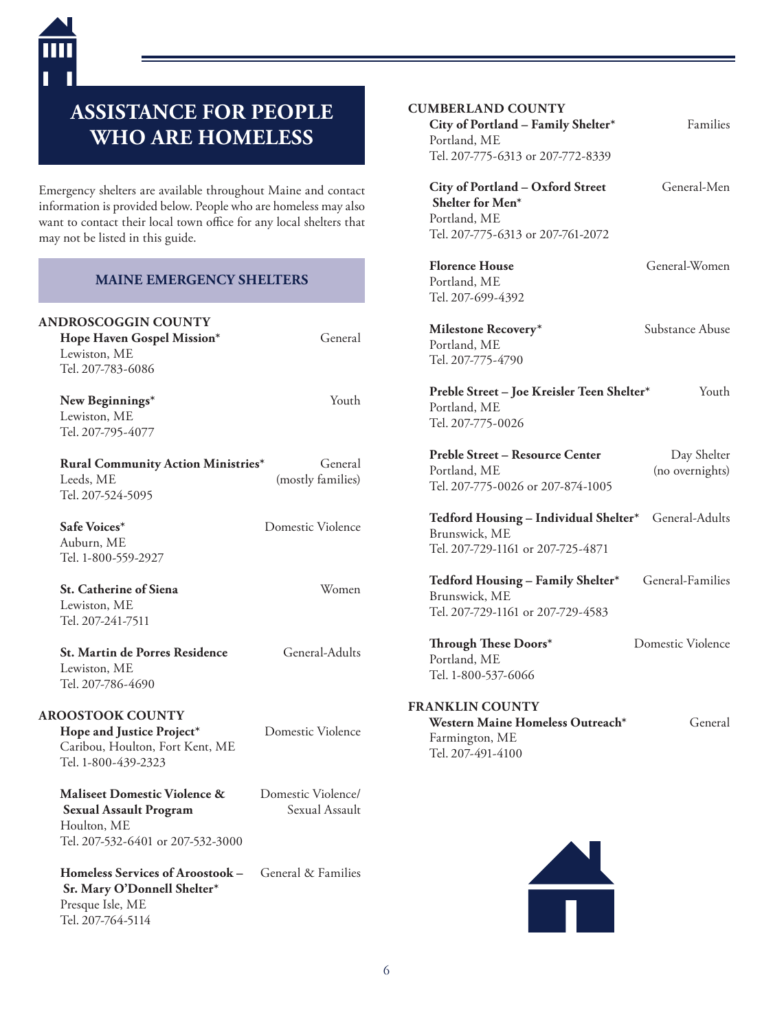# ASSISTANCE FOR PEOPLE WHO ARE HOMELESS

Emergency shelters are available throughout Maine and contact information is provided below. People who are homeless may also want to contact their local town office for any local shelters that may not be listed in this guide.

## MAINE EMERGENCY SHELTERS

### ANDROSCOGGIN COUNTY

**Hope Haven Gospel Mission*** — General
Lewiston, ME
Tel. 207-783-6086

**New Beginnings*** — Youth
Lewiston, ME
Tel. 207-795-4077

**Rural Community Action Ministries*** — General (mostly families)
Leeds, ME
Tel. 207-524-5095

**Safe Voices*** — Domestic Violence
Auburn, ME
Tel. 1-800-559-2927

**St. Catherine of Siena** — Women
Lewiston, ME
Tel. 207-241-7511

**St. Martin de Porres Residence** — General-Adults
Lewiston, ME
Tel. 207-786-4690

### AROOSTOOK COUNTY

**Hope and Justice Project*** — Domestic Violence
Caribou, Houlton, Fort Kent, ME
Tel. 1-800-439-2323

**Maliseet Domestic Violence & Sexual Assault Program** — Domestic Violence/ Sexual Assault
Houlton, ME
Tel. 207-532-6401 or 207-532-3000

**Homeless Services of Aroostook – Sr. Mary O'Donnell Shelter*** — General & Families
Presque Isle, ME
Tel. 207-764-5114

### CUMBERLAND COUNTY

**City of Portland – Family Shelter*** — Families
Portland, ME
Tel. 207-775-6313 or 207-772-8339

**City of Portland – Oxford Street Shelter for Men*** — General-Men
Portland, ME
Tel. 207-775-6313 or 207-761-2072

**Florence House** — General-Women
Portland, ME
Tel. 207-699-4392

**Milestone Recovery*** — Substance Abuse
Portland, ME
Tel. 207-775-4790

**Preble Street – Joe Kreisler Teen Shelter*** — Youth
Portland, ME
Tel. 207-775-0026

**Preble Street – Resource Center** — Day Shelter (no overnights)
Portland, ME
Tel. 207-775-0026 or 207-874-1005

**Tedford Housing – Individual Shelter*** — General-Adults
Brunswick, ME
Tel. 207-729-1161 or 207-725-4871

**Tedford Housing – Family Shelter*** — General-Families
Brunswick, ME
Tel. 207-729-1161 or 207-729-4583

**Through These Doors*** — Domestic Violence
Portland, ME
Tel. 1-800-537-6066

### FRANKLIN COUNTY

**Western Maine Homeless Outreach*** — General
Farmington, ME
Tel. 207-491-4100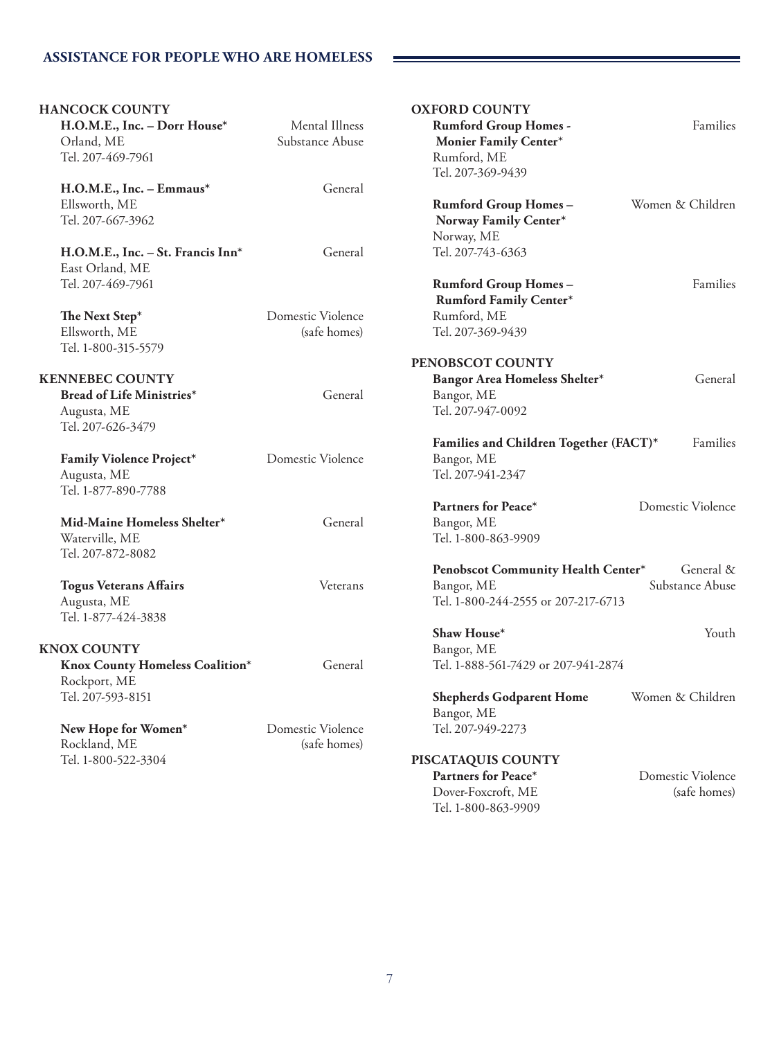## ASSISTANCE FOR PEOPLE WHO ARE HOMELESS

### HANCOCK COUNTY

**H.O.M.E., Inc. – Dorr House*** — Mental Illness, Substance Abuse
Orland, ME
Tel. 207-469-7961

**H.O.M.E., Inc. – Emmaus*** — General
Ellsworth, ME
Tel. 207-667-3962

**H.O.M.E., Inc. – St. Francis Inn*** — General
East Orland, ME
Tel. 207-469-7961

**The Next Step*** — Domestic Violence (safe homes)
Ellsworth, ME
Tel. 1-800-315-5579

### KENNEBEC COUNTY

**Bread of Life Ministries*** — General
Augusta, ME
Tel. 207-626-3479

**Family Violence Project*** — Domestic Violence
Augusta, ME
Tel. 1-877-890-7788

**Mid-Maine Homeless Shelter*** — General
Waterville, ME
Tel. 207-872-8082

**Togus Veterans Affairs** — Veterans
Augusta, ME
Tel. 1-877-424-3838

### KNOX COUNTY

**Knox County Homeless Coalition*** — General
Rockport, ME
Tel. 207-593-8151

**New Hope for Women*** — Domestic Violence (safe homes)
Rockland, ME
Tel. 1-800-522-3304

### OXFORD COUNTY

**Rumford Group Homes - Monier Family Center*** — Families
Rumford, ME
Tel. 207-369-9439

**Rumford Group Homes – Norway Family Center*** — Women & Children
Norway, ME
Tel. 207-743-6363

**Rumford Group Homes – Rumford Family Center*** — Families
Rumford, ME
Tel. 207-369-9439

### PENOBSCOT COUNTY

**Bangor Area Homeless Shelter*** — General
Bangor, ME
Tel. 207-947-0092

**Families and Children Together (FACT)*** — Families
Bangor, ME
Tel. 207-941-2347

**Partners for Peace*** — Domestic Violence
Bangor, ME
Tel. 1-800-863-9909

**Penobscot Community Health Center*** — General & Substance Abuse
Bangor, ME
Tel. 1-800-244-2555 or 207-217-6713

**Shaw House*** — Youth
Bangor, ME
Tel. 1-888-561-7429 or 207-941-2874

**Shepherds Godparent Home** — Women & Children
Bangor, ME
Tel. 207-949-2273

### PISCATAQUIS COUNTY

**Partners for Peace*** — Domestic Violence (safe homes)
Dover-Foxcroft, ME
Tel. 1-800-863-9909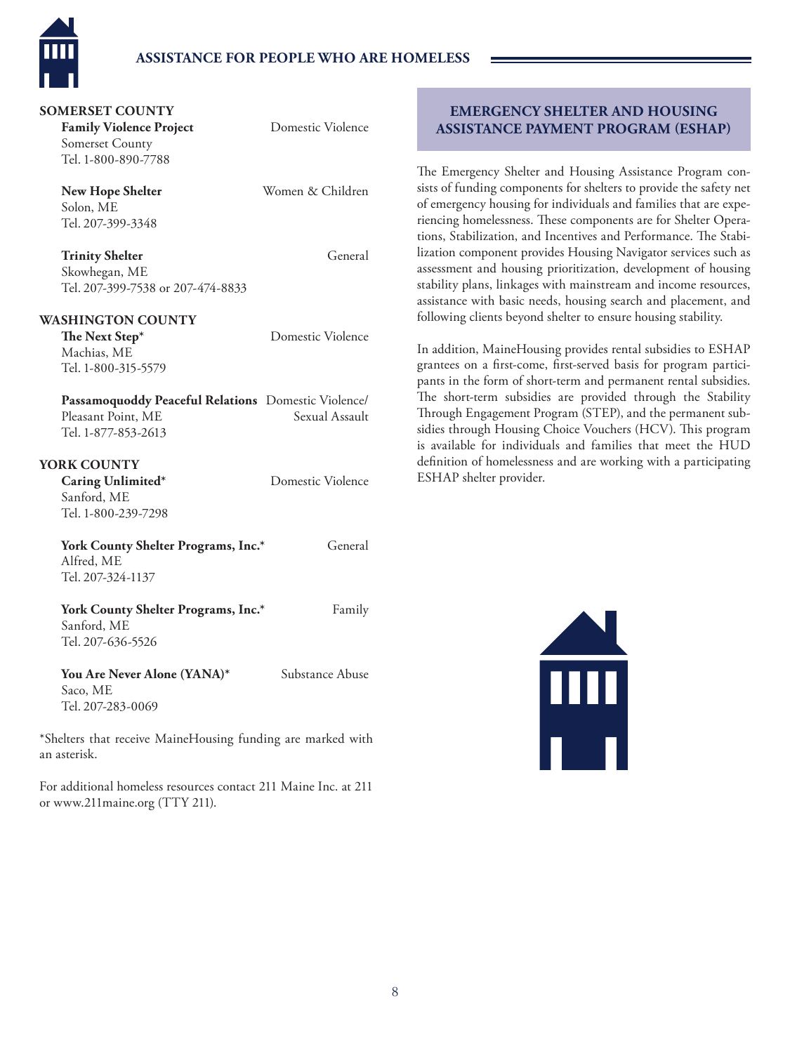## SOMERSET COUNTY

**Family Violence Project** — Domestic Violence
Somerset County
Tel. 1-800-890-7788

**New Hope Shelter** — Women & Children
Solon, ME
Tel. 207-399-3348

**Trinity Shelter** — General
Skowhegan, ME
Tel. 207-399-7538 or 207-474-8833

## WASHINGTON COUNTY

**The Next Step*** — Domestic Violence
Machias, ME
Tel. 1-800-315-5579

**Passamoquoddy Peaceful Relations** — Domestic Violence/Sexual Assault
Pleasant Point, ME
Tel. 1-877-853-2613

## YORK COUNTY

**Caring Unlimited*** — Domestic Violence
Sanford, ME
Tel. 1-800-239-7298

**York County Shelter Programs, Inc.*** — General
Alfred, ME
Tel. 207-324-1137

**York County Shelter Programs, Inc.*** — Family
Sanford, ME
Tel. 207-636-5526

**You Are Never Alone (YANA)*** — Substance Abuse
Saco, ME
Tel. 207-283-0069

*Shelters that receive MaineHousing funding are marked with an asterisk.

For additional homeless resources contact 211 Maine Inc. at 211 or www.211maine.org (TTY 211).

## EMERGENCY SHELTER AND HOUSING ASSISTANCE PAYMENT PROGRAM (ESHAP)

The Emergency Shelter and Housing Assistance Program consists of funding components for shelters to provide the safety net of emergency housing for individuals and families that are experiencing homelessness. These components are for Shelter Operations, Stabilization, and Incentives and Performance. The Stabilization component provides Housing Navigator services such as assessment and housing prioritization, development of housing stability plans, linkages with mainstream and income resources, assistance with basic needs, housing search and placement, and following clients beyond shelter to ensure housing stability.

In addition, MaineHousing provides rental subsidies to ESHAP grantees on a first-come, first-served basis for program participants in the form of short-term and permanent rental subsidies. The short-term subsidies are provided through the Stability Through Engagement Program (STEP), and the permanent subsidies through Housing Choice Vouchers (HCV). This program is available for individuals and families that meet the HUD definition of homelessness and are working with a participating ESHAP shelter provider.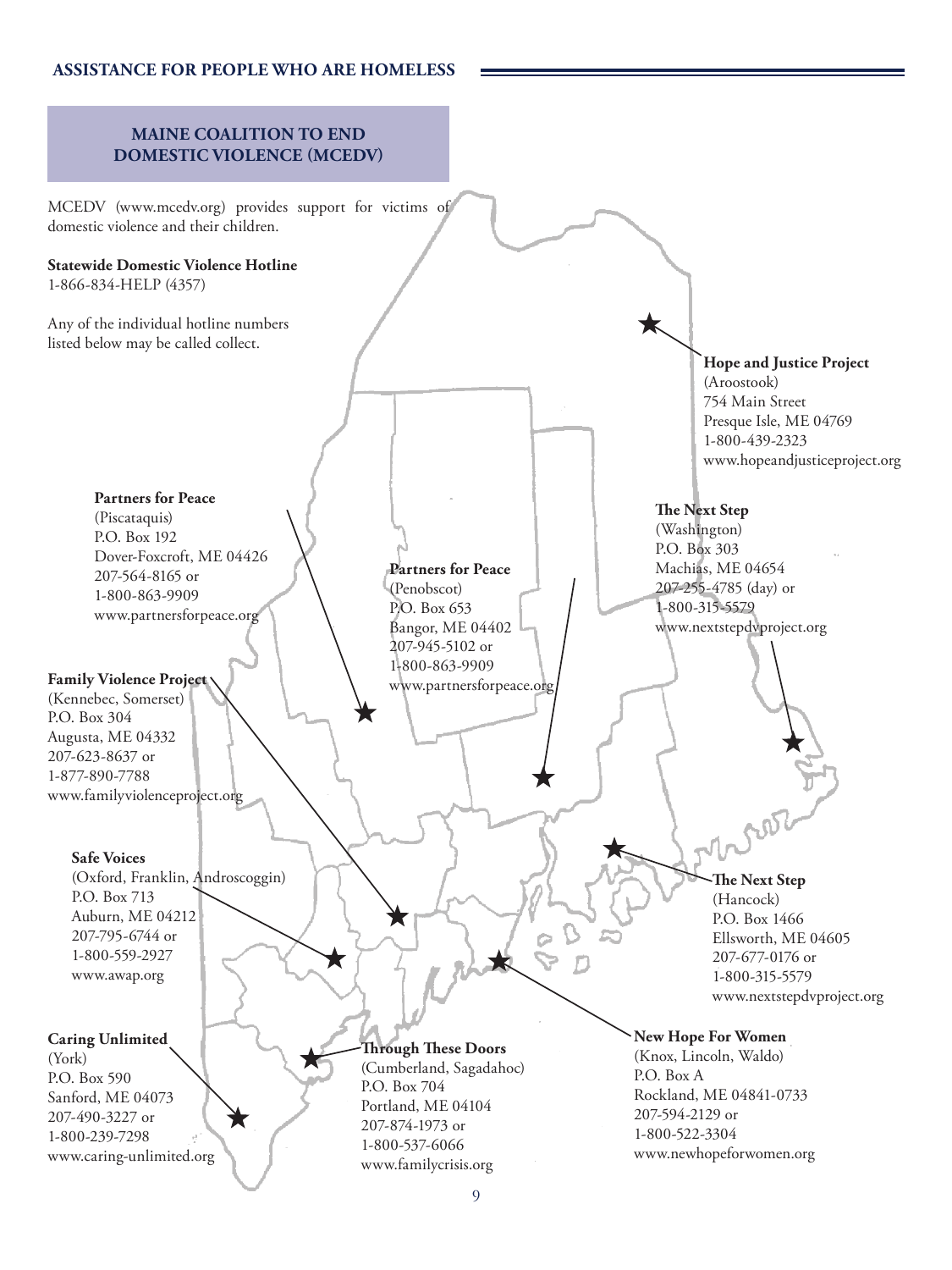## MAINE COALITION TO END DOMESTIC VIOLENCE (MCEDV)

MCEDV (www.mcedv.org) provides support for victims of domestic violence and their children.

**Statewide Domestic Violence Hotline**
1-866-834-HELP (4357)

Any of the individual hotline numbers listed below may be called collect.

**Hope and Justice Project**
(Aroostook)
754 Main Street
Presque Isle, ME 04769
1-800-439-2323
www.hopeandjusticeproject.org

**Partners for Peace**
(Piscataquis)
P.O. Box 192
Dover-Foxcroft, ME 04426
207-564-8165 or
1-800-863-9909
www.partnersforpeace.org

**Partners for Peace**
(Penobscot)
P.O. Box 653
Bangor, ME 04402
207-945-5102 or
1-800-863-9909
www.partnersforpeace.org

**The Next Step**
(Washington)
P.O. Box 303
Machias, ME 04654
207-255-4785 (day) or
1-800-315-5579
www.nextstepdvproject.org

**Family Violence Project**
(Kennebec, Somerset)
P.O. Box 304
Augusta, ME 04332
207-623-8637 or
1-877-890-7788
www.familyviolenceproject.org

**Safe Voices**
(Oxford, Franklin, Androscoggin)
P.O. Box 713
Auburn, ME 04212
207-795-6744 or
1-800-559-2927
www.awap.org

**The Next Step**
(Hancock)
P.O. Box 1466
Ellsworth, ME 04605
207-677-0176 or
1-800-315-5579
www.nextstepdvproject.org

**Caring Unlimited**
(York)
P.O. Box 590
Sanford, ME 04073
207-490-3227 or
1-800-239-7298
www.caring-unlimited.org

**Through These Doors**
(Cumberland, Sagadahoc)
P.O. Box 704
Portland, ME 04104
207-874-1973 or
1-800-537-6066
www.familycrisis.org

**New Hope For Women**
(Knox, Lincoln, Waldo)
P.O. Box A
Rockland, ME 04841-0733
207-594-2129 or
1-800-522-3304
www.newhopeforwomen.org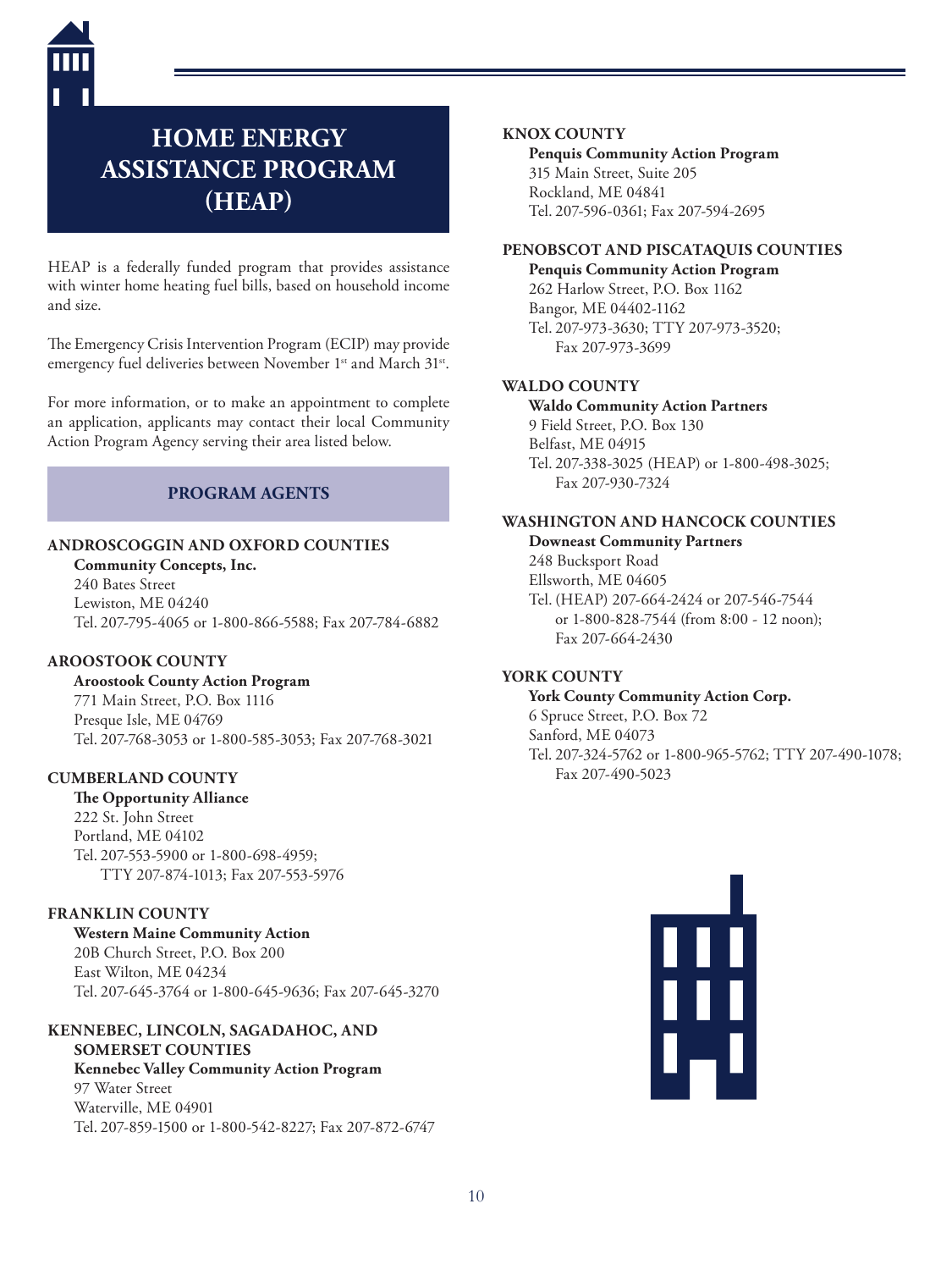# HOME ENERGY ASSISTANCE PROGRAM (HEAP)

HEAP is a federally funded program that provides assistance with winter home heating fuel bills, based on household income and size.

The Emergency Crisis Intervention Program (ECIP) may provide emergency fuel deliveries between November 1st and March 31st.

For more information, or to make an appointment to complete an application, applicants may contact their local Community Action Program Agency serving their area listed below.

## PROGRAM AGENTS

**ANDROSCOGGIN AND OXFORD COUNTIES**
**Community Concepts, Inc.**
240 Bates Street
Lewiston, ME 04240
Tel. 207-795-4065 or 1-800-866-5588; Fax 207-784-6882

**AROOSTOOK COUNTY**
**Aroostook County Action Program**
771 Main Street, P.O. Box 1116
Presque Isle, ME 04769
Tel. 207-768-3053 or 1-800-585-3053; Fax 207-768-3021

**CUMBERLAND COUNTY**
**The Opportunity Alliance**
222 St. John Street
Portland, ME 04102
Tel. 207-553-5900 or 1-800-698-4959; TTY 207-874-1013; Fax 207-553-5976

**FRANKLIN COUNTY**
**Western Maine Community Action**
20B Church Street, P.O. Box 200
East Wilton, ME 04234
Tel. 207-645-3764 or 1-800-645-9636; Fax 207-645-3270

**KENNEBEC, LINCOLN, SAGADAHOC, AND SOMERSET COUNTIES**
**Kennebec Valley Community Action Program**
97 Water Street
Waterville, ME 04901
Tel. 207-859-1500 or 1-800-542-8227; Fax 207-872-6747

**KNOX COUNTY**
**Penquis Community Action Program**
315 Main Street, Suite 205
Rockland, ME 04841
Tel. 207-596-0361; Fax 207-594-2695

**PENOBSCOT AND PISCATAQUIS COUNTIES**
**Penquis Community Action Program**
262 Harlow Street, P.O. Box 1162
Bangor, ME 04402-1162
Tel. 207-973-3630; TTY 207-973-3520; Fax 207-973-3699

**WALDO COUNTY**
**Waldo Community Action Partners**
9 Field Street, P.O. Box 130
Belfast, ME 04915
Tel. 207-338-3025 (HEAP) or 1-800-498-3025; Fax 207-930-7324

**WASHINGTON AND HANCOCK COUNTIES**
**Downeast Community Partners**
248 Bucksport Road
Ellsworth, ME 04605
Tel. (HEAP) 207-664-2424 or 207-546-7544 or 1-800-828-7544 (from 8:00 - 12 noon); Fax 207-664-2430

**YORK COUNTY**
**York County Community Action Corp.**
6 Spruce Street, P.O. Box 72
Sanford, ME 04073
Tel. 207-324-5762 or 1-800-965-5762; TTY 207-490-1078; Fax 207-490-5023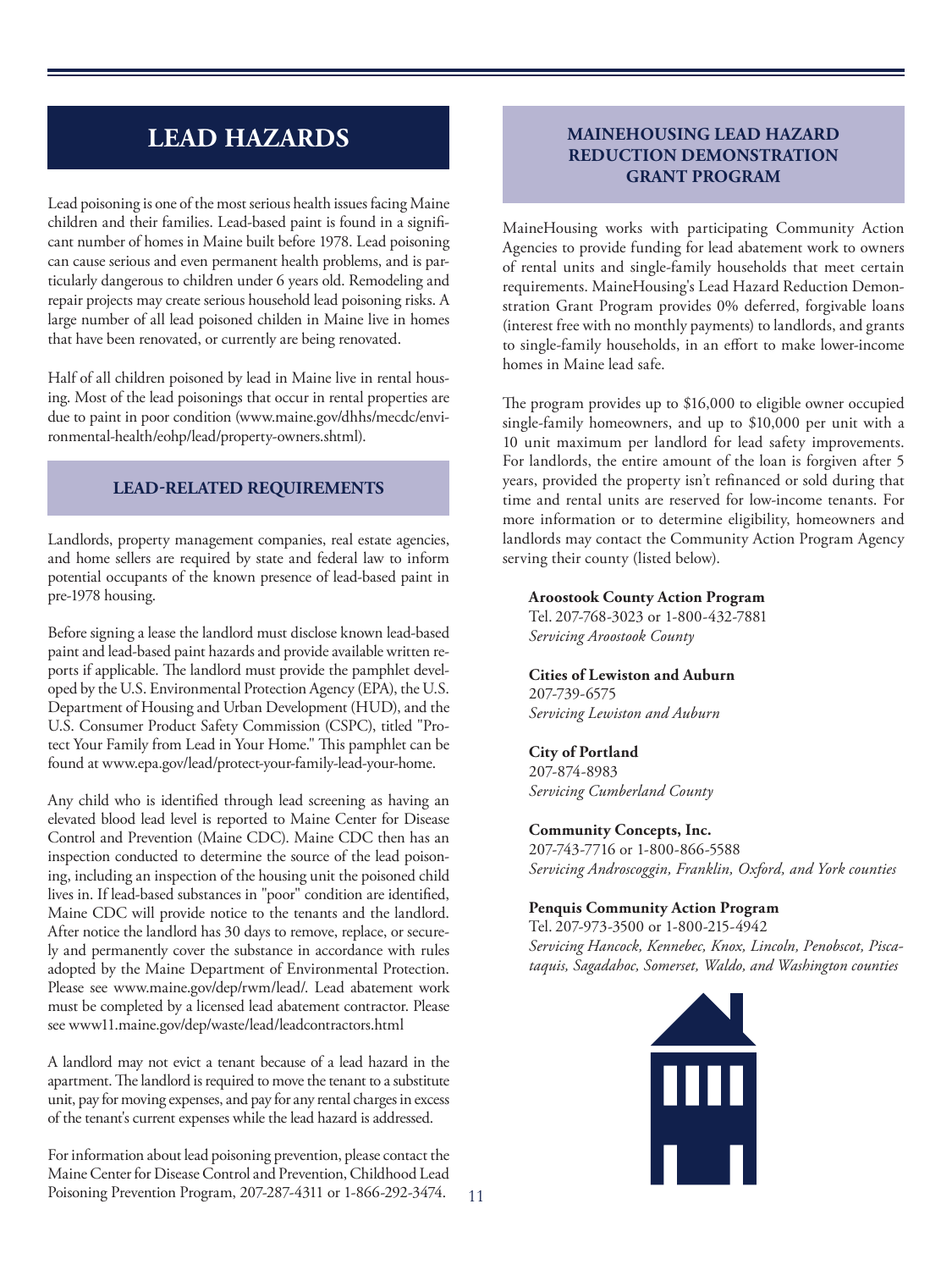# LEAD HAZARDS

Lead poisoning is one of the most serious health issues facing Maine children and their families. Lead-based paint is found in a significant number of homes in Maine built before 1978. Lead poisoning can cause serious and even permanent health problems, and is particularly dangerous to children under 6 years old. Remodeling and repair projects may create serious household lead poisoning risks. A large number of all lead poisoned childen in Maine live in homes that have been renovated, or currently are being renovated.

Half of all children poisoned by lead in Maine live in rental housing. Most of the lead poisonings that occur in rental properties are due to paint in poor condition (www.maine.gov/dhhs/mecdc/environmental-health/eohp/lead/property-owners.shtml).

## LEAD-RELATED REQUIREMENTS

Landlords, property management companies, real estate agencies, and home sellers are required by state and federal law to inform potential occupants of the known presence of lead-based paint in pre-1978 housing.

Before signing a lease the landlord must disclose known lead-based paint and lead-based paint hazards and provide available written reports if applicable. The landlord must provide the pamphlet developed by the U.S. Environmental Protection Agency (EPA), the U.S. Department of Housing and Urban Development (HUD), and the U.S. Consumer Product Safety Commission (CSPC), titled "Protect Your Family from Lead in Your Home." This pamphlet can be found at www.epa.gov/lead/protect-your-family-lead-your-home.

Any child who is identified through lead screening as having an elevated blood lead level is reported to Maine Center for Disease Control and Prevention (Maine CDC). Maine CDC then has an inspection conducted to determine the source of the lead poisoning, including an inspection of the housing unit the poisoned child lives in. If lead-based substances in "poor" condition are identified, Maine CDC will provide notice to the tenants and the landlord. After notice the landlord has 30 days to remove, replace, or securely and permanently cover the substance in accordance with rules adopted by the Maine Department of Environmental Protection. Please see www.maine.gov/dep/rwm/lead/. Lead abatement work must be completed by a licensed lead abatement contractor. Please see www11.maine.gov/dep/waste/lead/leadcontractors.html

A landlord may not evict a tenant because of a lead hazard in the apartment. The landlord is required to move the tenant to a substitute unit, pay for moving expenses, and pay for any rental charges in excess of the tenant's current expenses while the lead hazard is addressed.

For information about lead poisoning prevention, please contact the Maine Center for Disease Control and Prevention, Childhood Lead Poisoning Prevention Program, 207-287-4311 or 1-866-292-3474.

## MAINEHOUSING LEAD HAZARD REDUCTION DEMONSTRATION GRANT PROGRAM

MaineHousing works with participating Community Action Agencies to provide funding for lead abatement work to owners of rental units and single-family households that meet certain requirements. MaineHousing's Lead Hazard Reduction Demonstration Grant Program provides 0% deferred, forgivable loans (interest free with no monthly payments) to landlords, and grants to single-family households, in an effort to make lower-income homes in Maine lead safe.

The program provides up to $16,000 to eligible owner occupied single-family homeowners, and up to $10,000 per unit with a 10 unit maximum per landlord for lead safety improvements. For landlords, the entire amount of the loan is forgiven after 5 years, provided the property isn't refinanced or sold during that time and rental units are reserved for low-income tenants. For more information or to determine eligibility, homeowners and landlords may contact the Community Action Program Agency serving their county (listed below).

**Aroostook County Action Program**
Tel. 207-768-3023 or 1-800-432-7881
*Servicing Aroostook County*

**Cities of Lewiston and Auburn**
207-739-6575
*Servicing Lewiston and Auburn*

**City of Portland**
207-874-8983
*Servicing Cumberland County*

**Community Concepts, Inc.**
207-743-7716 or 1-800-866-5588
*Servicing Androscoggin, Franklin, Oxford, and York counties*

**Penquis Community Action Program**
Tel. 207-973-3500 or 1-800-215-4942
*Servicing Hancock, Kennebec, Knox, Lincoln, Penobscot, Piscataquis, Sagadahoc, Somerset, Waldo, and Washington counties*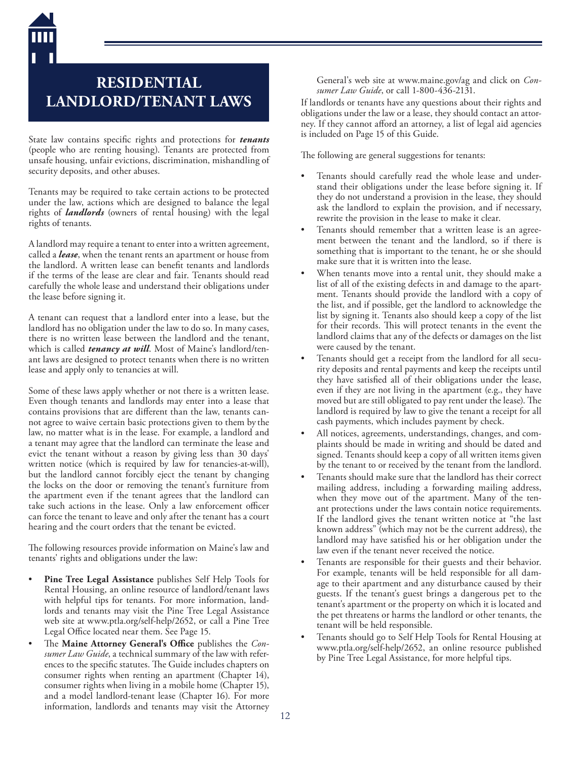# RESIDENTIAL LANDLORD/TENANT LAWS

State law contains specific rights and protections for ***tenants*** (people who are renting housing). Tenants are protected from unsafe housing, unfair evictions, discrimination, mishandling of security deposits, and other abuses.

Tenants may be required to take certain actions to be protected under the law, actions which are designed to balance the legal rights of ***landlords*** (owners of rental housing) with the legal rights of tenants.

A landlord may require a tenant to enter into a written agreement, called a ***lease***, when the tenant rents an apartment or house from the landlord. A written lease can benefit tenants and landlords if the terms of the lease are clear and fair. Tenants should read carefully the whole lease and understand their obligations under the lease before signing it.

A tenant can request that a landlord enter into a lease, but the landlord has no obligation under the law to do so. In many cases, there is no written lease between the landlord and the tenant, which is called ***tenancy at will***. Most of Maine's landlord/tenant laws are designed to protect tenants when there is no written lease and apply only to tenancies at will.

Some of these laws apply whether or not there is a written lease. Even though tenants and landlords may enter into a lease that contains provisions that are different than the law, tenants cannot agree to waive certain basic protections given to them by the law, no matter what is in the lease. For example, a landlord and a tenant may agree that the landlord can terminate the lease and evict the tenant without a reason by giving less than 30 days' written notice (which is required by law for tenancies-at-will), but the landlord cannot forcibly eject the tenant by changing the locks on the door or removing the tenant's furniture from the apartment even if the tenant agrees that the landlord can take such actions in the lease. Only a law enforcement officer can force the tenant to leave and only after the tenant has a court hearing and the court orders that the tenant be evicted.

The following resources provide information on Maine's law and tenants' rights and obligations under the law:

- **Pine Tree Legal Assistance** publishes Self Help Tools for Rental Housing, an online resource of landlord/tenant laws with helpful tips for tenants. For more information, landlords and tenants may visit the Pine Tree Legal Assistance web site at www.ptla.org/self-help/2652, or call a Pine Tree Legal Office located near them. See Page 15.
- The **Maine Attorney General's Office** publishes the *Consumer Law Guide*, a technical summary of the law with references to the specific statutes. The Guide includes chapters on consumer rights when renting an apartment (Chapter 14), consumer rights when living in a mobile home (Chapter 15), and a model landlord-tenant lease (Chapter 16). For more information, landlords and tenants may visit the Attorney General's web site at www.maine.gov/ag and click on *Consumer Law Guide*, or call 1-800-436-2131.

If landlords or tenants have any questions about their rights and obligations under the law or a lease, they should contact an attorney. If they cannot afford an attorney, a list of legal aid agencies is included on Page 15 of this Guide.

The following are general suggestions for tenants:

- Tenants should carefully read the whole lease and understand their obligations under the lease before signing it. If they do not understand a provision in the lease, they should ask the landlord to explain the provision, and if necessary, rewrite the provision in the lease to make it clear.
- Tenants should remember that a written lease is an agreement between the tenant and the landlord, so if there is something that is important to the tenant, he or she should make sure that it is written into the lease.
- When tenants move into a rental unit, they should make a list of all of the existing defects in and damage to the apartment. Tenants should provide the landlord with a copy of the list, and if possible, get the landlord to acknowledge the list by signing it. Tenants also should keep a copy of the list for their records. This will protect tenants in the event the landlord claims that any of the defects or damages on the list were caused by the tenant.
- Tenants should get a receipt from the landlord for all security deposits and rental payments and keep the receipts until they have satisfied all of their obligations under the lease, even if they are not living in the apartment (e.g., they have moved but are still obligated to pay rent under the lease). The landlord is required by law to give the tenant a receipt for all cash payments, which includes payment by check.
- All notices, agreements, understandings, changes, and complaints should be made in writing and should be dated and signed. Tenants should keep a copy of all written items given by the tenant to or received by the tenant from the landlord.
- Tenants should make sure that the landlord has their correct mailing address, including a forwarding mailing address, when they move out of the apartment. Many of the tenant protections under the laws contain notice requirements. If the landlord gives the tenant written notice at "the last known address" (which may not be the current address), the landlord may have satisfied his or her obligation under the law even if the tenant never received the notice.
- Tenants are responsible for their guests and their behavior. For example, tenants will be held responsible for all damage to their apartment and any disturbance caused by their guests. If the tenant's guest brings a dangerous pet to the tenant's apartment or the property on which it is located and the pet threatens or harms the landlord or other tenants, the tenant will be held responsible.
- Tenants should go to Self Help Tools for Rental Housing at www.ptla.org/self-help/2652, an online resource published by Pine Tree Legal Assistance, for more helpful tips.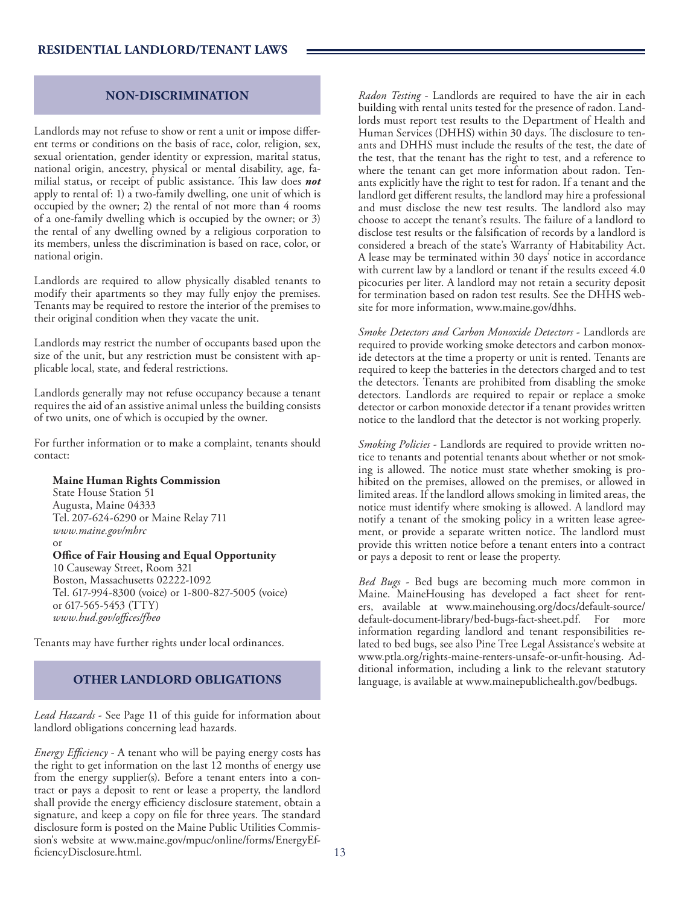## NON-DISCRIMINATION

Landlords may not refuse to show or rent a unit or impose different terms or conditions on the basis of race, color, religion, sex, sexual orientation, gender identity or expression, marital status, national origin, ancestry, physical or mental disability, age, familial status, or receipt of public assistance. This law does ***not*** apply to rental of: 1) a two-family dwelling, one unit of which is occupied by the owner; 2) the rental of not more than 4 rooms of a one-family dwelling which is occupied by the owner; or 3) the rental of any dwelling owned by a religious corporation to its members, unless the discrimination is based on race, color, or national origin.

Landlords are required to allow physically disabled tenants to modify their apartments so they may fully enjoy the premises. Tenants may be required to restore the interior of the premises to their original condition when they vacate the unit.

Landlords may restrict the number of occupants based upon the size of the unit, but any restriction must be consistent with applicable local, state, and federal restrictions.

Landlords generally may not refuse occupancy because a tenant requires the aid of an assistive animal unless the building consists of two units, one of which is occupied by the owner.

For further information or to make a complaint, tenants should contact:

**Maine Human Rights Commission**
State House Station 51
Augusta, Maine 04333
Tel. 207-624-6290 or Maine Relay 711
*www.maine.gov/mhrc*
or
**Office of Fair Housing and Equal Opportunity**
10 Causeway Street, Room 321
Boston, Massachusetts 02222-1092
Tel. 617-994-8300 (voice) or 1-800-827-5005 (voice)
or 617-565-5453 (TTY)
*www.hud.gov/offices/fheo*

Tenants may have further rights under local ordinances.

## OTHER LANDLORD OBLIGATIONS

*Lead Hazards* - See Page 11 of this guide for information about landlord obligations concerning lead hazards.

*Energy Efficiency* - A tenant who will be paying energy costs has the right to get information on the last 12 months of energy use from the energy supplier(s). Before a tenant enters into a contract or pays a deposit to rent or lease a property, the landlord shall provide the energy efficiency disclosure statement, obtain a signature, and keep a copy on file for three years. The standard disclosure form is posted on the Maine Public Utilities Commission's website at www.maine.gov/mpuc/online/forms/EnergyEfficiencyDisclosure.html.

*Radon Testing* - Landlords are required to have the air in each building with rental units tested for the presence of radon. Landlords must report test results to the Department of Health and Human Services (DHHS) within 30 days. The disclosure to tenants and DHHS must include the results of the test, the date of the test, that the tenant has the right to test, and a reference to where the tenant can get more information about radon. Tenants explicitly have the right to test for radon. If a tenant and the landlord get different results, the landlord may hire a professional and must disclose the new test results. The landlord also may choose to accept the tenant's results. The failure of a landlord to disclose test results or the falsification of records by a landlord is considered a breach of the state's Warranty of Habitability Act. A lease may be terminated within 30 days' notice in accordance with current law by a landlord or tenant if the results exceed 4.0 picocuries per liter. A landlord may not retain a security deposit for termination based on radon test results. See the DHHS website for more information, www.maine.gov/dhhs.

*Smoke Detectors and Carbon Monoxide Detectors* - Landlords are required to provide working smoke detectors and carbon monoxide detectors at the time a property or unit is rented. Tenants are required to keep the batteries in the detectors charged and to test the detectors. Tenants are prohibited from disabling the smoke detectors. Landlords are required to repair or replace a smoke detector or carbon monoxide detector if a tenant provides written notice to the landlord that the detector is not working properly.

*Smoking Policies* - Landlords are required to provide written notice to tenants and potential tenants about whether or not smoking is allowed. The notice must state whether smoking is prohibited on the premises, allowed on the premises, or allowed in limited areas. If the landlord allows smoking in limited areas, the notice must identify where smoking is allowed. A landlord may notify a tenant of the smoking policy in a written lease agreement, or provide a separate written notice. The landlord must provide this written notice before a tenant enters into a contract or pays a deposit to rent or lease the property.

*Bed Bugs* - Bed bugs are becoming much more common in Maine. MaineHousing has developed a fact sheet for renters, available at www.mainehousing.org/docs/default-source/default-document-library/bed-bugs-fact-sheet.pdf. For more information regarding landlord and tenant responsibilities related to bed bugs, see also Pine Tree Legal Assistance's website at www.ptla.org/rights-maine-renters-unsafe-or-unfit-housing. Additional information, including a link to the relevant statutory language, is available at www.mainepublichealth.gov/bedbugs.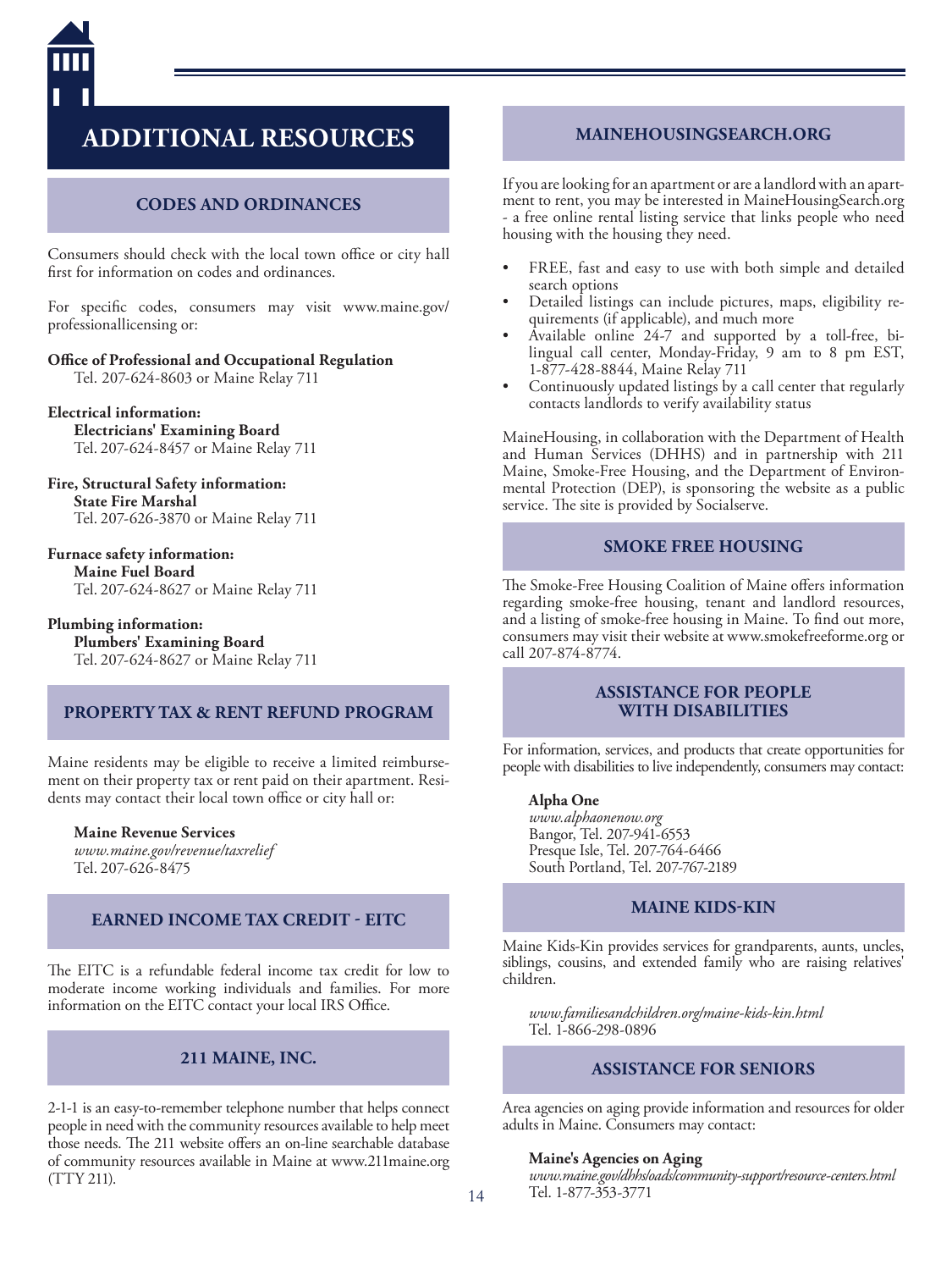# ADDITIONAL RESOURCES

## CODES AND ORDINANCES

Consumers should check with the local town office or city hall first for information on codes and ordinances.

For specific codes, consumers may visit www.maine.gov/professionallicensing or:

**Office of Professional and Occupational Regulation**
Tel. 207-624-8603 or Maine Relay 711

**Electrical information:**
**Electricians' Examining Board**
Tel. 207-624-8457 or Maine Relay 711

**Fire, Structural Safety information:**
**State Fire Marshal**
Tel. 207-626-3870 or Maine Relay 711

**Furnace safety information:**
**Maine Fuel Board**
Tel. 207-624-8627 or Maine Relay 711

**Plumbing information:**
**Plumbers' Examining Board**
Tel. 207-624-8627 or Maine Relay 711

## PROPERTY TAX & RENT REFUND PROGRAM

Maine residents may be eligible to receive a limited reimbursement on their property tax or rent paid on their apartment. Residents may contact their local town office or city hall or:

**Maine Revenue Services**
*www.maine.gov/revenue/taxrelief*
Tel. 207-626-8475

## EARNED INCOME TAX CREDIT - EITC

The EITC is a refundable federal income tax credit for low to moderate income working individuals and families. For more information on the EITC contact your local IRS Office.

## 211 MAINE, INC.

2-1-1 is an easy-to-remember telephone number that helps connect people in need with the community resources available to help meet those needs. The 211 website offers an on-line searchable database of community resources available in Maine at www.211maine.org (TTY 211).

## MAINEHOUSINGSEARCH.ORG

If you are looking for an apartment or are a landlord with an apartment to rent, you may be interested in MaineHousingSearch.org - a free online rental listing service that links people who need housing with the housing they need.

- FREE, fast and easy to use with both simple and detailed search options
- Detailed listings can include pictures, maps, eligibility requirements (if applicable), and much more
- Available online 24-7 and supported by a toll-free, bilingual call center, Monday-Friday, 9 am to 8 pm EST, 1-877-428-8844, Maine Relay 711
- Continuously updated listings by a call center that regularly contacts landlords to verify availability status

MaineHousing, in collaboration with the Department of Health and Human Services (DHHS) and in partnership with 211 Maine, Smoke-Free Housing, and the Department of Environmental Protection (DEP), is sponsoring the website as a public service. The site is provided by Socialserve.

## SMOKE FREE HOUSING

The Smoke-Free Housing Coalition of Maine offers information regarding smoke-free housing, tenant and landlord resources, and a listing of smoke-free housing in Maine. To find out more, consumers may visit their website at www.smokefreeforme.org or call 207-874-8774.

## ASSISTANCE FOR PEOPLE WITH DISABILITIES

For information, services, and products that create opportunities for people with disabilities to live independently, consumers may contact:

**Alpha One**
*www.alphaonenow.org*
Bangor, Tel. 207-941-6553
Presque Isle, Tel. 207-764-6466
South Portland, Tel. 207-767-2189

## MAINE KIDS-KIN

Maine Kids-Kin provides services for grandparents, aunts, uncles, siblings, cousins, and extended family who are raising relatives' children.

*www.familiesandchildren.org/maine-kids-kin.html*
Tel. 1-866-298-0896

## ASSISTANCE FOR SENIORS

Area agencies on aging provide information and resources for older adults in Maine. Consumers may contact:

**Maine's Agencies on Aging**
*www.maine.gov/dhhs/oads/community-support/resource-centers.html*
Tel. 1-877-353-3771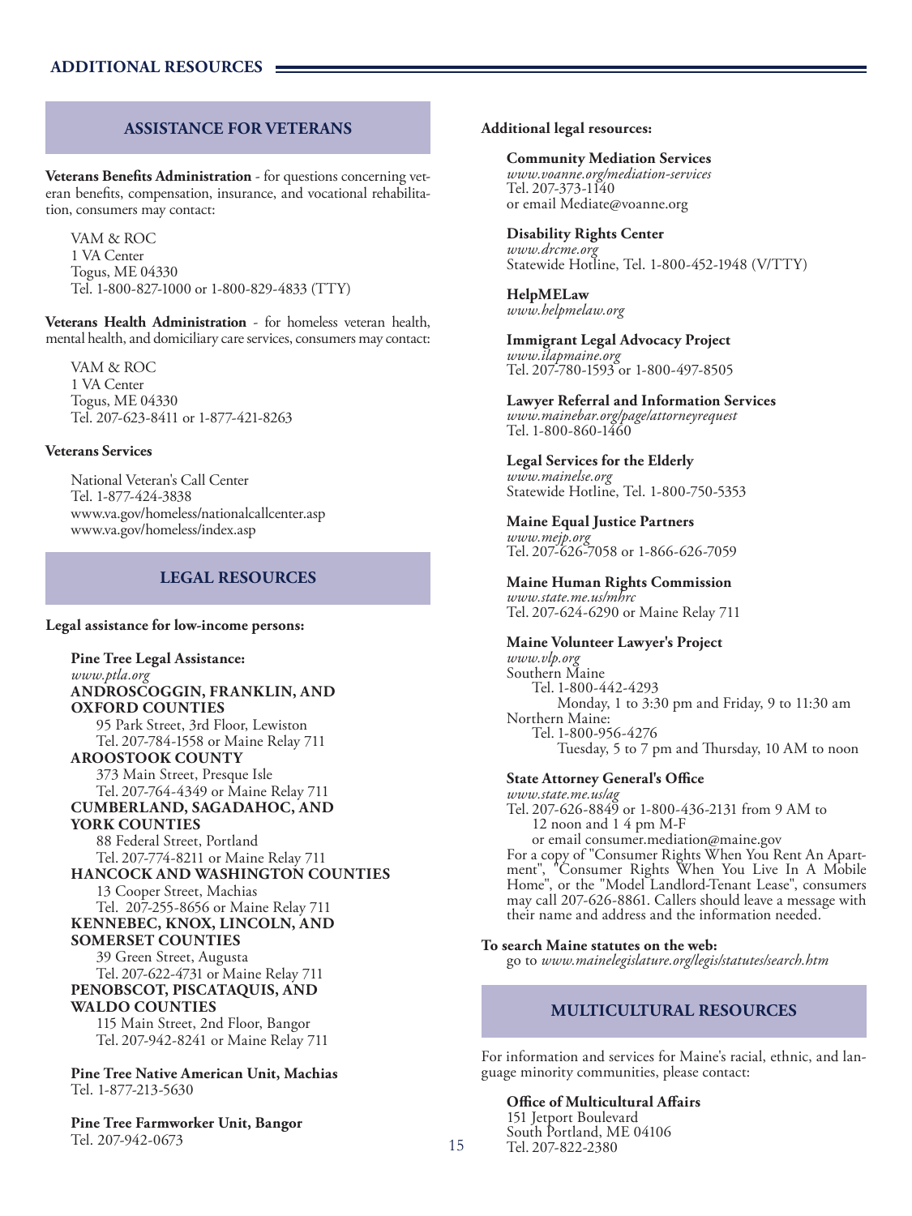## ADDITIONAL RESOURCES

### ASSISTANCE FOR VETERANS

**Veterans Benefits Administration** - for questions concerning veteran benefits, compensation, insurance, and vocational rehabilitation, consumers may contact:

VAM & ROC
1 VA Center
Togus, ME 04330
Tel. 1-800-827-1000 or 1-800-829-4833 (TTY)

**Veterans Health Administration** - for homeless veteran health, mental health, and domiciliary care services, consumers may contact:

VAM & ROC
1 VA Center
Togus, ME 04330
Tel. 207-623-8411 or 1-877-421-8263

**Veterans Services**

National Veteran's Call Center
Tel. 1-877-424-3838
www.va.gov/homeless/nationalcallcenter.asp
www.va.gov/homeless/index.asp

### LEGAL RESOURCES

**Legal assistance for low-income persons:**

**Pine Tree Legal Assistance:**
*www.ptla.org*

**ANDROSCOGGIN, FRANKLIN, AND OXFORD COUNTIES**
95 Park Street, 3rd Floor, Lewiston
Tel. 207-784-1558 or Maine Relay 711

**AROOSTOOK COUNTY**
373 Main Street, Presque Isle
Tel. 207-764-4349 or Maine Relay 711

**CUMBERLAND, SAGADAHOC, AND YORK COUNTIES**
88 Federal Street, Portland
Tel. 207-774-8211 or Maine Relay 711

**HANCOCK AND WASHINGTON COUNTIES**
13 Cooper Street, Machias
Tel. 207-255-8656 or Maine Relay 711

**KENNEBEC, KNOX, LINCOLN, AND SOMERSET COUNTIES**
39 Green Street, Augusta
Tel. 207-622-4731 or Maine Relay 711

**PENOBSCOT, PISCATAQUIS, AND WALDO COUNTIES**
115 Main Street, 2nd Floor, Bangor
Tel. 207-942-8241 or Maine Relay 711

**Pine Tree Native American Unit, Machias**
Tel. 1-877-213-5630

**Pine Tree Farmworker Unit, Bangor**
Tel. 207-942-0673

**Additional legal resources:**

**Community Mediation Services**
*www.voanne.org/mediation-services*
Tel. 207-373-1140
or email Mediate@voanne.org

**Disability Rights Center**
*www.drcme.org*
Statewide Hotline, Tel. 1-800-452-1948 (V/TTY)

**HelpMELaw**
*www.helpmelaw.org*

**Immigrant Legal Advocacy Project**
*www.ilapmaine.org*
Tel. 207-780-1593 or 1-800-497-8505

**Lawyer Referral and Information Services**
*www.mainebar.org/page/attorneyrequest*
Tel. 1-800-860-1460

**Legal Services for the Elderly**
*www.mainelse.org*
Statewide Hotline, Tel. 1-800-750-5353

**Maine Equal Justice Partners**
*www.mejp.org*
Tel. 207-626-7058 or 1-866-626-7059

**Maine Human Rights Commission**
*www.state.me.us/mhrc*
Tel. 207-624-6290 or Maine Relay 711

**Maine Volunteer Lawyer's Project**
*www.vlp.org*
Southern Maine
Tel. 1-800-442-4293
Monday, 1 to 3:30 pm and Friday, 9 to 11:30 am
Northern Maine:
Tel. 1-800-956-4276
Tuesday, 5 to 7 pm and Thursday, 10 AM to noon

**State Attorney General's Office**
*www.state.me.us/ag*
Tel. 207-626-8849 or 1-800-436-2131 from 9 AM to 12 noon and 1 4 pm M-F
or email consumer.mediation@maine.gov
For a copy of "Consumer Rights When You Rent An Apartment", "Consumer Rights When You Live In A Mobile Home", or the "Model Landlord-Tenant Lease", consumers may call 207-626-8861. Callers should leave a message with their name and address and the information needed.

**To search Maine statutes on the web:**
go to *www.mainelegislature.org/legis/statutes/search.htm*

### MULTICULTURAL RESOURCES

For information and services for Maine's racial, ethnic, and language minority communities, please contact:

**Office of Multicultural Affairs**
151 Jetport Boulevard
South Portland, ME 04106
Tel. 207-822-2380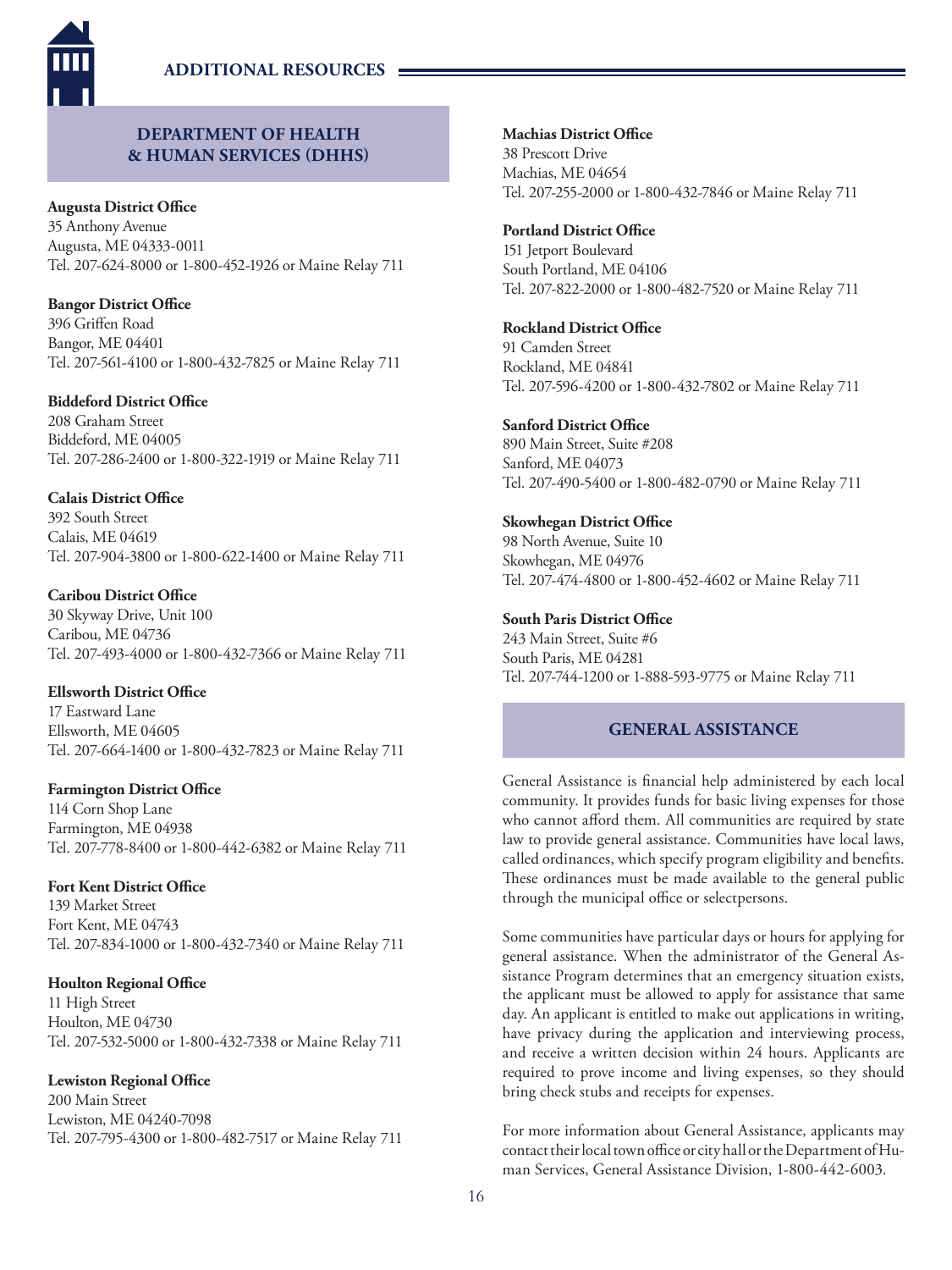## ADDITIONAL RESOURCES

### DEPARTMENT OF HEALTH & HUMAN SERVICES (DHHS)

**Augusta District Office**
35 Anthony Avenue
Augusta, ME 04333-0011
Tel. 207-624-8000 or 1-800-452-1926 or Maine Relay 711

**Bangor District Office**
396 Griffen Road
Bangor, ME 04401
Tel. 207-561-4100 or 1-800-432-7825 or Maine Relay 711

**Biddeford District Office**
208 Graham Street
Biddeford, ME 04005
Tel. 207-286-2400 or 1-800-322-1919 or Maine Relay 711

**Calais District Office**
392 South Street
Calais, ME 04619
Tel. 207-904-3800 or 1-800-622-1400 or Maine Relay 711

**Caribou District Office**
30 Skyway Drive, Unit 100
Caribou, ME 04736
Tel. 207-493-4000 or 1-800-432-7366 or Maine Relay 711

**Ellsworth District Office**
17 Eastward Lane
Ellsworth, ME 04605
Tel. 207-664-1400 or 1-800-432-7823 or Maine Relay 711

**Farmington District Office**
114 Corn Shop Lane
Farmington, ME 04938
Tel. 207-778-8400 or 1-800-442-6382 or Maine Relay 711

**Fort Kent District Office**
139 Market Street
Fort Kent, ME 04743
Tel. 207-834-1000 or 1-800-432-7340 or Maine Relay 711

**Houlton Regional Office**
11 High Street
Houlton, ME 04730
Tel. 207-532-5000 or 1-800-432-7338 or Maine Relay 711

**Lewiston Regional Office**
200 Main Street
Lewiston, ME 04240-7098
Tel. 207-795-4300 or 1-800-482-7517 or Maine Relay 711

**Machias District Office**
38 Prescott Drive
Machias, ME 04654
Tel. 207-255-2000 or 1-800-432-7846 or Maine Relay 711

**Portland District Office**
151 Jetport Boulevard
South Portland, ME 04106
Tel. 207-822-2000 or 1-800-482-7520 or Maine Relay 711

**Rockland District Office**
91 Camden Street
Rockland, ME 04841
Tel. 207-596-4200 or 1-800-432-7802 or Maine Relay 711

**Sanford District Office**
890 Main Street, Suite #208
Sanford, ME 04073
Tel. 207-490-5400 or 1-800-482-0790 or Maine Relay 711

**Skowhegan District Office**
98 North Avenue, Suite 10
Skowhegan, ME 04976
Tel. 207-474-4800 or 1-800-452-4602 or Maine Relay 711

**South Paris District Office**
243 Main Street, Suite #6
South Paris, ME 04281
Tel. 207-744-1200 or 1-888-593-9775 or Maine Relay 711

### GENERAL ASSISTANCE

General Assistance is financial help administered by each local community. It provides funds for basic living expenses for those who cannot afford them. All communities are required by state law to provide general assistance. Communities have local laws, called ordinances, which specify program eligibility and benefits. These ordinances must be made available to the general public through the municipal office or selectpersons.

Some communities have particular days or hours for applying for general assistance. When the administrator of the General Assistance Program determines that an emergency situation exists, the applicant must be allowed to apply for assistance that same day. An applicant is entitled to make out applications in writing, have privacy during the application and interviewing process, and receive a written decision within 24 hours. Applicants are required to prove income and living expenses, so they should bring check stubs and receipts for expenses.

For more information about General Assistance, applicants may contact their local town office or city hall or the Department of Human Services, General Assistance Division, 1-800-442-6003.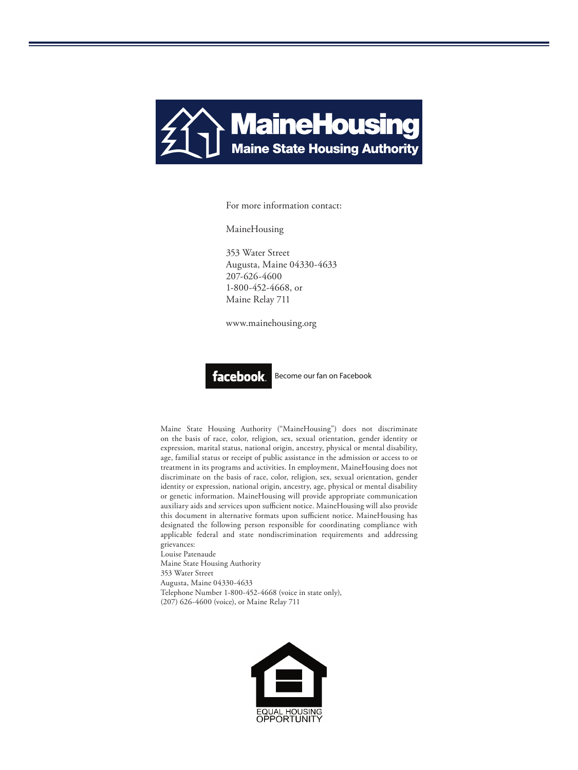MaineHousing
Maine State Housing Authority

For more information contact:

MaineHousing

353 Water Street
Augusta, Maine 04330-4633
207-626-4600
1-800-452-4668, or
Maine Relay 711

www.mainehousing.org

facebook. Become our fan on Facebook

Maine State Housing Authority ("MaineHousing") does not discriminate on the basis of race, color, religion, sex, sexual orientation, gender identity or expression, marital status, national origin, ancestry, physical or mental disability, age, familial status or receipt of public assistance in the admission or access to or treatment in its programs and activities. In employment, MaineHousing does not discriminate on the basis of race, color, religion, sex, sexual orientation, gender identity or expression, national origin, ancestry, age, physical or mental disability or genetic information. MaineHousing will provide appropriate communication auxiliary aids and services upon sufficient notice. MaineHousing will also provide this document in alternative formats upon sufficient notice. MaineHousing has designated the following person responsible for coordinating compliance with applicable federal and state nondiscrimination requirements and addressing grievances:
Louise Patenaude
Maine State Housing Authority
353 Water Street
Augusta, Maine 04330-4633
Telephone Number 1-800-452-4668 (voice in state only),
(207) 626-4600 (voice), or Maine Relay 711

EQUAL HOUSING
OPPORTUNITY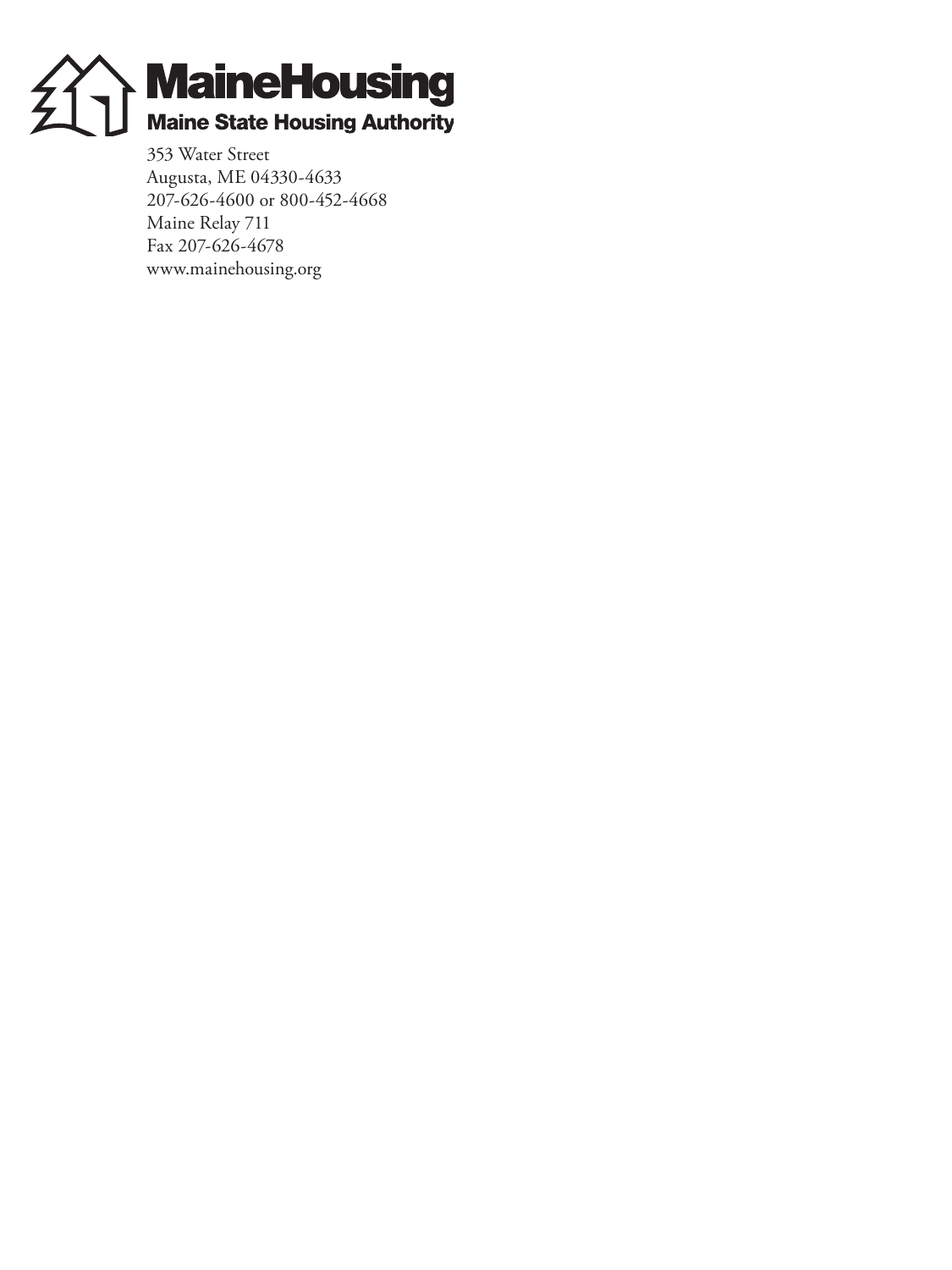# MaineHousing

**Maine State Housing Authority**

353 Water Street
Augusta, ME 04330-4633
207-626-4600 or 800-452-4668
Maine Relay 711
Fax 207-626-4678
www.mainehousing.org